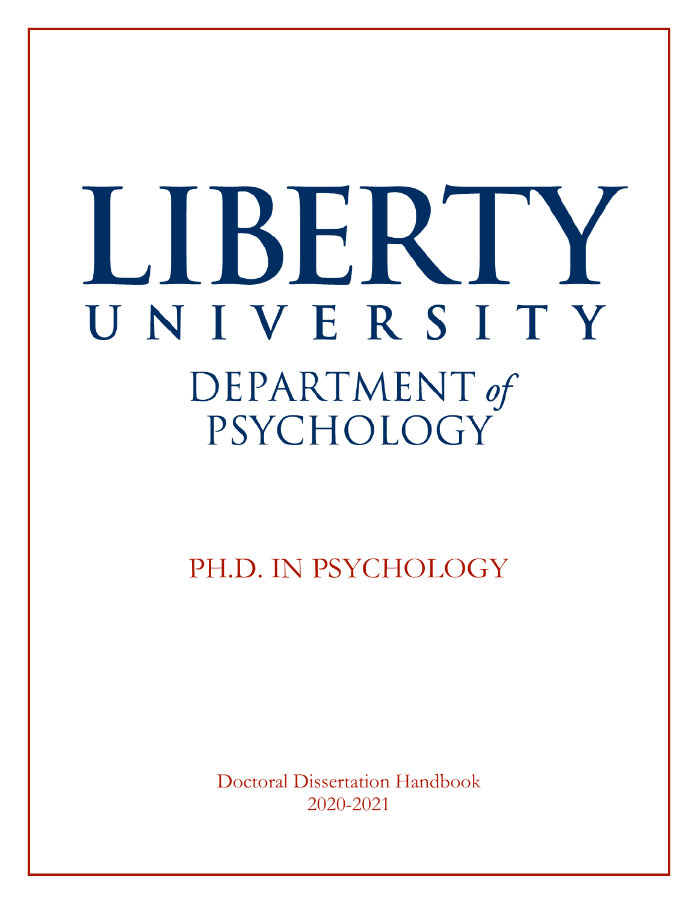# LIBERTY

UNIVERSITY

DEPARTMENT *of* PSYCHOLOGY

## PH.D. IN PSYCHOLOGY

Doctoral Dissertation Handbook

2020-2021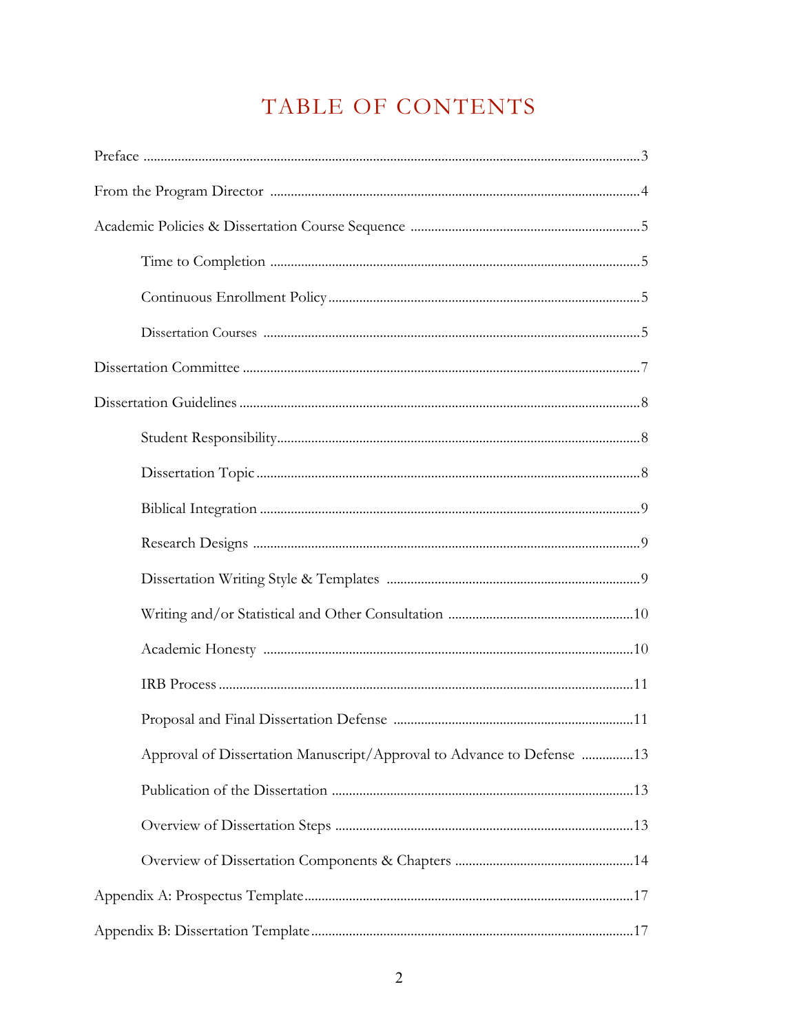# TABLE OF CONTENTS

Preface ............................................................................................................................3

From the Program Director ..........................................................................................4

Academic Policies & Dissertation Course Sequence ...................................................5

- Time to Completion ..........................................................................................5
- Continuous Enrollment Policy ..........................................................................5
- Dissertation Courses ..........................................................................................5

Dissertation Committee ..................................................................................................7

Dissertation Guidelines ...................................................................................................8

- Student Responsibility........................................................................................8
- Dissertation Topic ..............................................................................................8
- Biblical Integration .............................................................................................9
- Research Designs ................................................................................................9
- Dissertation Writing Style & Templates ............................................................9
- Writing and/or Statistical and Other Consultation ........................................10
- Academic Honesty ...........................................................................................10
- IRB Process .......................................................................................................11
- Proposal and Final Dissertation Defense ........................................................11
- Approval of Dissertation Manuscript/Approval to Advance to Defense ...............13
- Publication of the Dissertation .......................................................................13
- Overview of Dissertation Steps .......................................................................13
- Overview of Dissertation Components & Chapters ......................................14

Appendix A: Prospectus Template ..............................................................................17

Appendix B: Dissertation Template ............................................................................17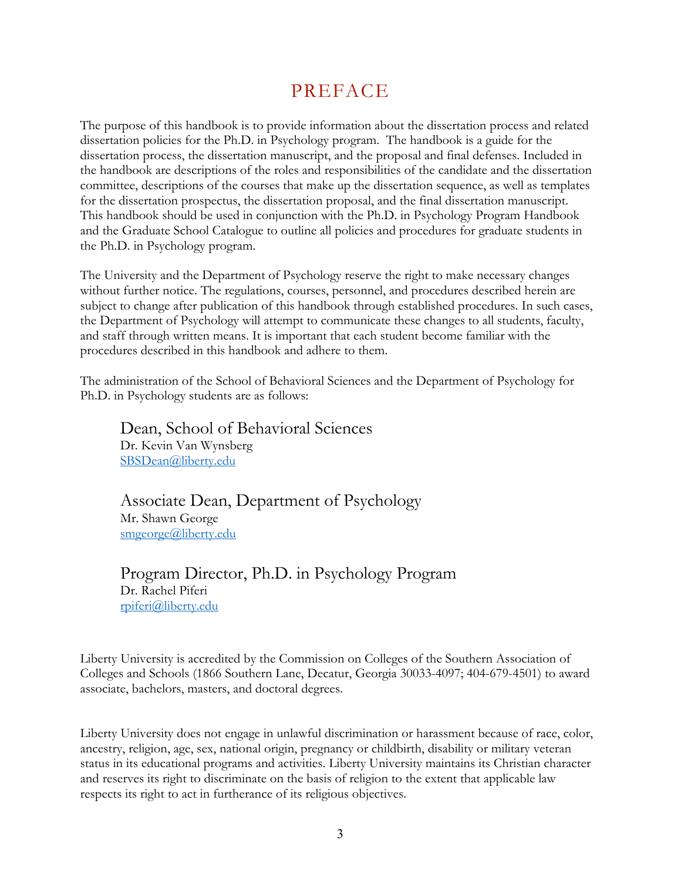# PREFACE

The purpose of this handbook is to provide information about the dissertation process and related dissertation policies for the Ph.D. in Psychology program. The handbook is a guide for the dissertation process, the dissertation manuscript, and the proposal and final defenses. Included in the handbook are descriptions of the roles and responsibilities of the candidate and the dissertation committee, descriptions of the courses that make up the dissertation sequence, as well as templates for the dissertation prospectus, the dissertation proposal, and the final dissertation manuscript. This handbook should be used in conjunction with the Ph.D. in Psychology Program Handbook and the Graduate School Catalogue to outline all policies and procedures for graduate students in the Ph.D. in Psychology program.

The University and the Department of Psychology reserve the right to make necessary changes without further notice. The regulations, courses, personnel, and procedures described herein are subject to change after publication of this handbook through established procedures. In such cases, the Department of Psychology will attempt to communicate these changes to all students, faculty, and staff through written means. It is important that each student become familiar with the procedures described in this handbook and adhere to them.

The administration of the School of Behavioral Sciences and the Department of Psychology for Ph.D. in Psychology students are as follows:

## Dean, School of Behavioral Sciences

Dr. Kevin Van Wynsberg
SBSDean@liberty.edu

## Associate Dean, Department of Psychology

Mr. Shawn George
smgeorge@liberty.edu

## Program Director, Ph.D. in Psychology Program

Dr. Rachel Piferi
rpiferi@liberty.edu

Liberty University is accredited by the Commission on Colleges of the Southern Association of Colleges and Schools (1866 Southern Lane, Decatur, Georgia 30033-4097; 404-679-4501) to award associate, bachelors, masters, and doctoral degrees.

Liberty University does not engage in unlawful discrimination or harassment because of race, color, ancestry, religion, age, sex, national origin, pregnancy or childbirth, disability or military veteran status in its educational programs and activities. Liberty University maintains its Christian character and reserves its right to discriminate on the basis of religion to the extent that applicable law respects its right to act in furtherance of its religious objectives.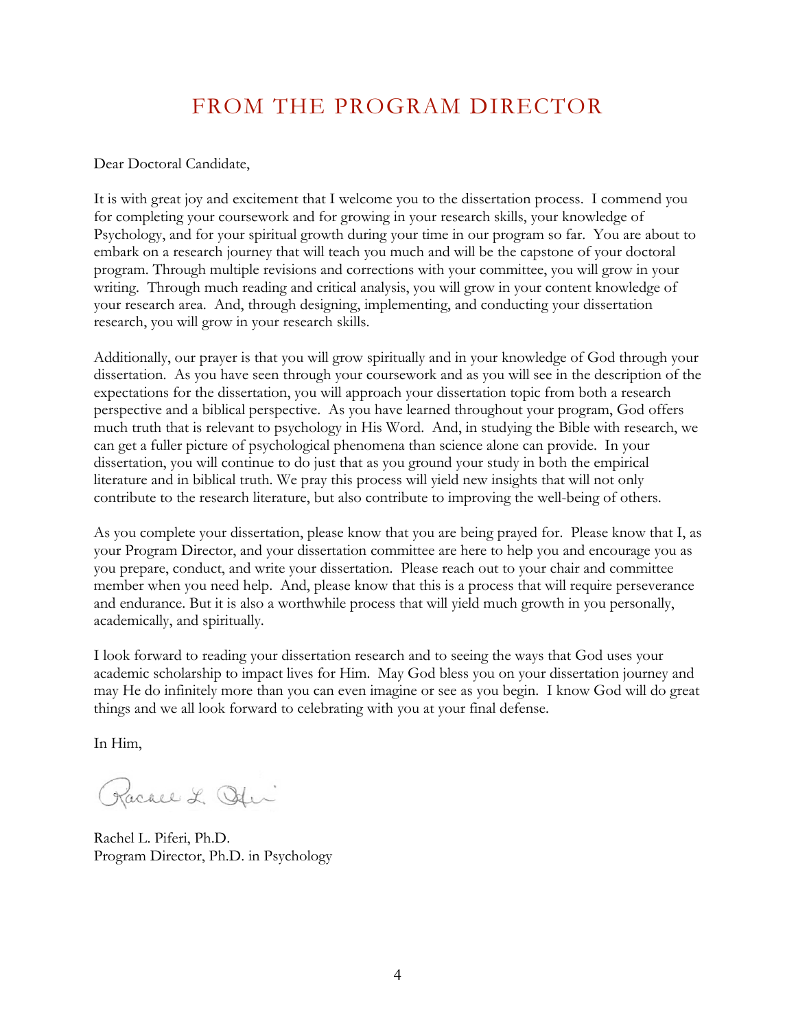# FROM THE PROGRAM DIRECTOR

Dear Doctoral Candidate,

It is with great joy and excitement that I welcome you to the dissertation process. I commend you for completing your coursework and for growing in your research skills, your knowledge of Psychology, and for your spiritual growth during your time in our program so far. You are about to embark on a research journey that will teach you much and will be the capstone of your doctoral program. Through multiple revisions and corrections with your committee, you will grow in your writing. Through much reading and critical analysis, you will grow in your content knowledge of your research area. And, through designing, implementing, and conducting your dissertation research, you will grow in your research skills.

Additionally, our prayer is that you will grow spiritually and in your knowledge of God through your dissertation. As you have seen through your coursework and as you will see in the description of the expectations for the dissertation, you will approach your dissertation topic from both a research perspective and a biblical perspective. As you have learned throughout your program, God offers much truth that is relevant to psychology in His Word. And, in studying the Bible with research, we can get a fuller picture of psychological phenomena than science alone can provide. In your dissertation, you will continue to do just that as you ground your study in both the empirical literature and in biblical truth. We pray this process will yield new insights that will not only contribute to the research literature, but also contribute to improving the well-being of others.

As you complete your dissertation, please know that you are being prayed for. Please know that I, as your Program Director, and your dissertation committee are here to help you and encourage you as you prepare, conduct, and write your dissertation. Please reach out to your chair and committee member when you need help. And, please know that this is a process that will require perseverance and endurance. But it is also a worthwhile process that will yield much growth in you personally, academically, and spiritually.

I look forward to reading your dissertation research and to seeing the ways that God uses your academic scholarship to impact lives for Him. May God bless you on your dissertation journey and may He do infinitely more than you can even imagine or see as you begin. I know God will do great things and we all look forward to celebrating with you at your final defense.

In Him,

Rachel L. Piferi, Ph.D.
Program Director, Ph.D. in Psychology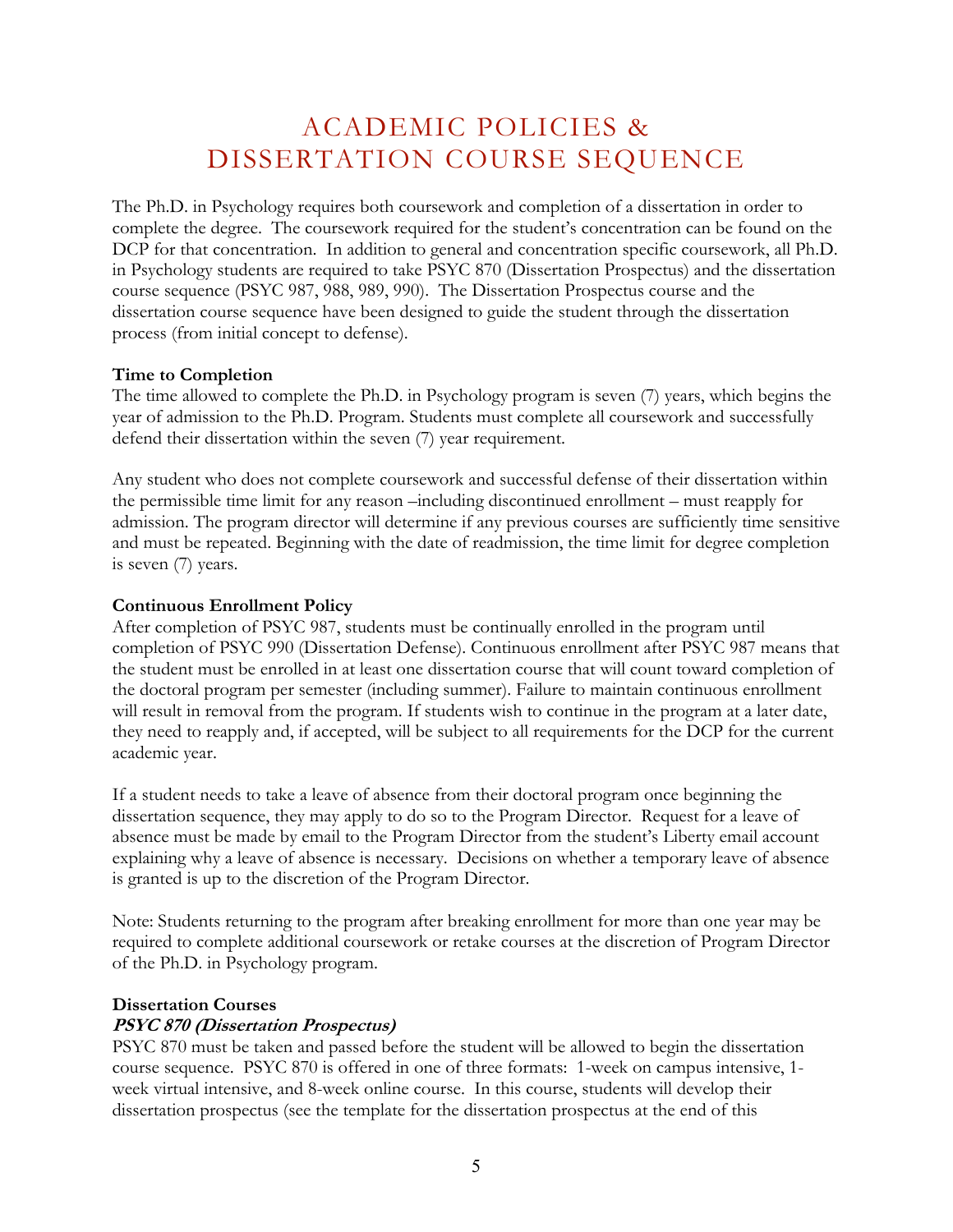# ACADEMIC POLICIES & DISSERTATION COURSE SEQUENCE

The Ph.D. in Psychology requires both coursework and completion of a dissertation in order to complete the degree. The coursework required for the student's concentration can be found on the DCP for that concentration. In addition to general and concentration specific coursework, all Ph.D. in Psychology students are required to take PSYC 870 (Dissertation Prospectus) and the dissertation course sequence (PSYC 987, 988, 989, 990). The Dissertation Prospectus course and the dissertation course sequence have been designed to guide the student through the dissertation process (from initial concept to defense).

**Time to Completion**

The time allowed to complete the Ph.D. in Psychology program is seven (7) years, which begins the year of admission to the Ph.D. Program. Students must complete all coursework and successfully defend their dissertation within the seven (7) year requirement.

Any student who does not complete coursework and successful defense of their dissertation within the permissible time limit for any reason –including discontinued enrollment – must reapply for admission. The program director will determine if any previous courses are sufficiently time sensitive and must be repeated. Beginning with the date of readmission, the time limit for degree completion is seven (7) years.

**Continuous Enrollment Policy**

After completion of PSYC 987, students must be continually enrolled in the program until completion of PSYC 990 (Dissertation Defense). Continuous enrollment after PSYC 987 means that the student must be enrolled in at least one dissertation course that will count toward completion of the doctoral program per semester (including summer). Failure to maintain continuous enrollment will result in removal from the program. If students wish to continue in the program at a later date, they need to reapply and, if accepted, will be subject to all requirements for the DCP for the current academic year.

If a student needs to take a leave of absence from their doctoral program once beginning the dissertation sequence, they may apply to do so to the Program Director. Request for a leave of absence must be made by email to the Program Director from the student's Liberty email account explaining why a leave of absence is necessary. Decisions on whether a temporary leave of absence is granted is up to the discretion of the Program Director.

Note: Students returning to the program after breaking enrollment for more than one year may be required to complete additional coursework or retake courses at the discretion of Program Director of the Ph.D. in Psychology program.

**Dissertation Courses**

***PSYC 870 (Dissertation Prospectus)***

PSYC 870 must be taken and passed before the student will be allowed to begin the dissertation course sequence. PSYC 870 is offered in one of three formats: 1-week on campus intensive, 1-week virtual intensive, and 8-week online course. In this course, students will develop their dissertation prospectus (see the template for the dissertation prospectus at the end of this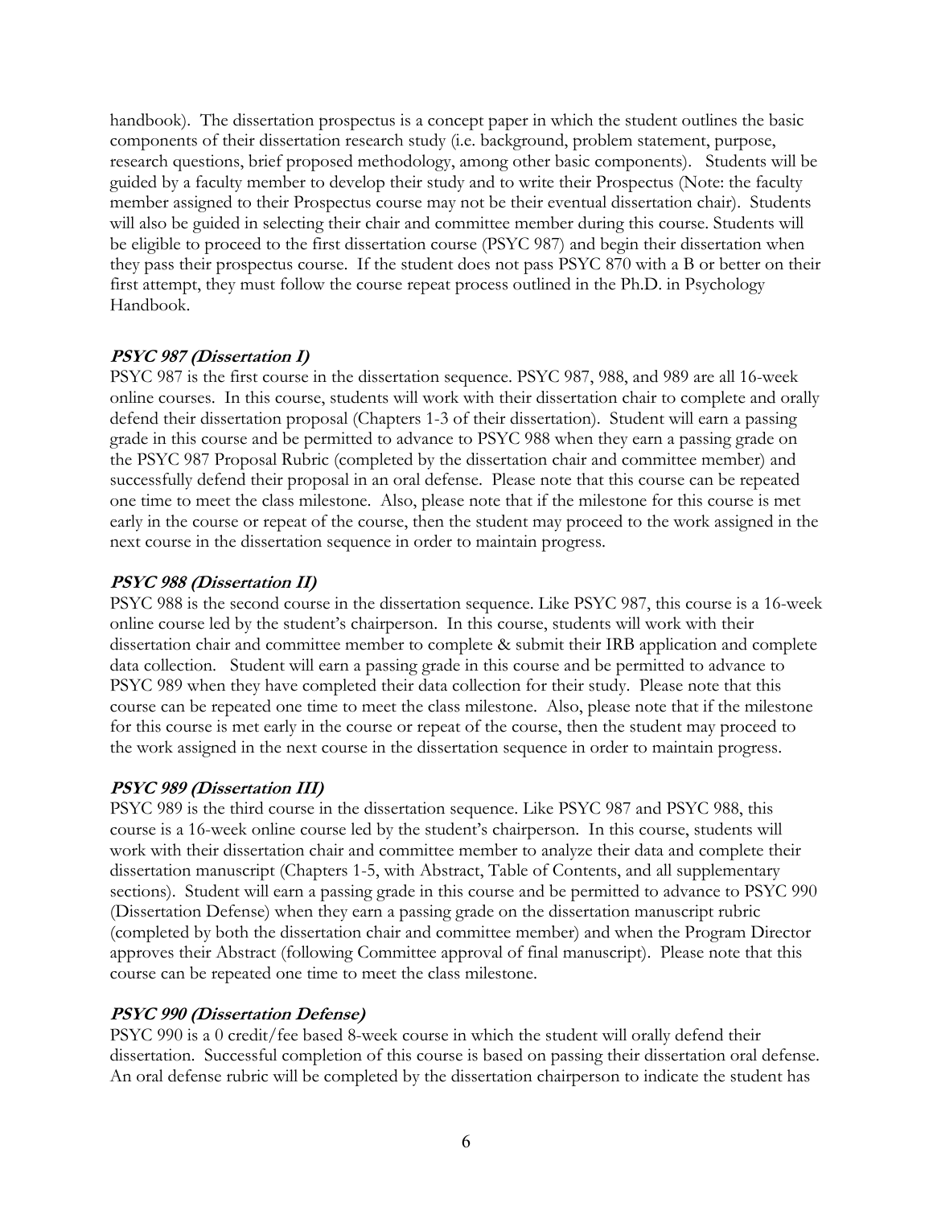handbook). The dissertation prospectus is a concept paper in which the student outlines the basic components of their dissertation research study (i.e. background, problem statement, purpose, research questions, brief proposed methodology, among other basic components). Students will be guided by a faculty member to develop their study and to write their Prospectus (Note: the faculty member assigned to their Prospectus course may not be their eventual dissertation chair). Students will also be guided in selecting their chair and committee member during this course. Students will be eligible to proceed to the first dissertation course (PSYC 987) and begin their dissertation when they pass their prospectus course. If the student does not pass PSYC 870 with a B or better on their first attempt, they must follow the course repeat process outlined in the Ph.D. in Psychology Handbook.

***PSYC 987 (Dissertation I)***

PSYC 987 is the first course in the dissertation sequence. PSYC 987, 988, and 989 are all 16-week online courses. In this course, students will work with their dissertation chair to complete and orally defend their dissertation proposal (Chapters 1-3 of their dissertation). Student will earn a passing grade in this course and be permitted to advance to PSYC 988 when they earn a passing grade on the PSYC 987 Proposal Rubric (completed by the dissertation chair and committee member) and successfully defend their proposal in an oral defense. Please note that this course can be repeated one time to meet the class milestone. Also, please note that if the milestone for this course is met early in the course or repeat of the course, then the student may proceed to the work assigned in the next course in the dissertation sequence in order to maintain progress.

***PSYC 988 (Dissertation II)***

PSYC 988 is the second course in the dissertation sequence. Like PSYC 987, this course is a 16-week online course led by the student's chairperson. In this course, students will work with their dissertation chair and committee member to complete & submit their IRB application and complete data collection. Student will earn a passing grade in this course and be permitted to advance to PSYC 989 when they have completed their data collection for their study. Please note that this course can be repeated one time to meet the class milestone. Also, please note that if the milestone for this course is met early in the course or repeat of the course, then the student may proceed to the work assigned in the next course in the dissertation sequence in order to maintain progress.

***PSYC 989 (Dissertation III)***

PSYC 989 is the third course in the dissertation sequence. Like PSYC 987 and PSYC 988, this course is a 16-week online course led by the student's chairperson. In this course, students will work with their dissertation chair and committee member to analyze their data and complete their dissertation manuscript (Chapters 1-5, with Abstract, Table of Contents, and all supplementary sections). Student will earn a passing grade in this course and be permitted to advance to PSYC 990 (Dissertation Defense) when they earn a passing grade on the dissertation manuscript rubric (completed by both the dissertation chair and committee member) and when the Program Director approves their Abstract (following Committee approval of final manuscript). Please note that this course can be repeated one time to meet the class milestone.

***PSYC 990 (Dissertation Defense)***

PSYC 990 is a 0 credit/fee based 8-week course in which the student will orally defend their dissertation. Successful completion of this course is based on passing their dissertation oral defense. An oral defense rubric will be completed by the dissertation chairperson to indicate the student has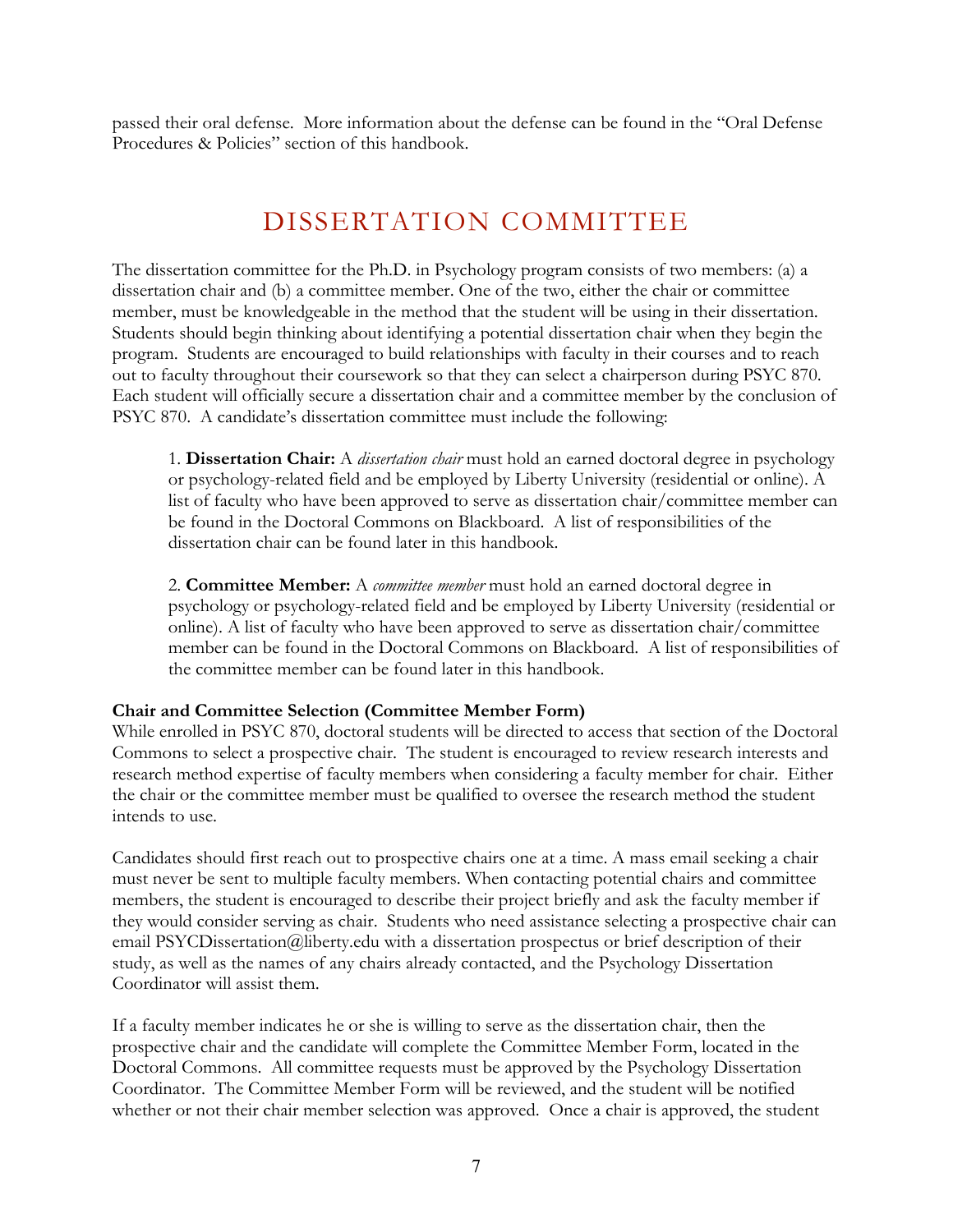passed their oral defense. More information about the defense can be found in the "Oral Defense Procedures & Policies" section of this handbook.

# DISSERTATION COMMITTEE

The dissertation committee for the Ph.D. in Psychology program consists of two members: (a) a dissertation chair and (b) a committee member. One of the two, either the chair or committee member, must be knowledgeable in the method that the student will be using in their dissertation. Students should begin thinking about identifying a potential dissertation chair when they begin the program. Students are encouraged to build relationships with faculty in their courses and to reach out to faculty throughout their coursework so that they can select a chairperson during PSYC 870. Each student will officially secure a dissertation chair and a committee member by the conclusion of PSYC 870. A candidate's dissertation committee must include the following:

1. **Dissertation Chair:** A *dissertation chair* must hold an earned doctoral degree in psychology or psychology-related field and be employed by Liberty University (residential or online). A list of faculty who have been approved to serve as dissertation chair/committee member can be found in the Doctoral Commons on Blackboard. A list of responsibilities of the dissertation chair can be found later in this handbook.

2. **Committee Member:** A *committee member* must hold an earned doctoral degree in psychology or psychology-related field and be employed by Liberty University (residential or online). A list of faculty who have been approved to serve as dissertation chair/committee member can be found in the Doctoral Commons on Blackboard. A list of responsibilities of the committee member can be found later in this handbook.

**Chair and Committee Selection (Committee Member Form)**

While enrolled in PSYC 870, doctoral students will be directed to access that section of the Doctoral Commons to select a prospective chair. The student is encouraged to review research interests and research method expertise of faculty members when considering a faculty member for chair. Either the chair or the committee member must be qualified to oversee the research method the student intends to use.

Candidates should first reach out to prospective chairs one at a time. A mass email seeking a chair must never be sent to multiple faculty members. When contacting potential chairs and committee members, the student is encouraged to describe their project briefly and ask the faculty member if they would consider serving as chair. Students who need assistance selecting a prospective chair can email PSYCDissertation@liberty.edu with a dissertation prospectus or brief description of their study, as well as the names of any chairs already contacted, and the Psychology Dissertation Coordinator will assist them.

If a faculty member indicates he or she is willing to serve as the dissertation chair, then the prospective chair and the candidate will complete the Committee Member Form, located in the Doctoral Commons. All committee requests must be approved by the Psychology Dissertation Coordinator. The Committee Member Form will be reviewed, and the student will be notified whether or not their chair member selection was approved. Once a chair is approved, the student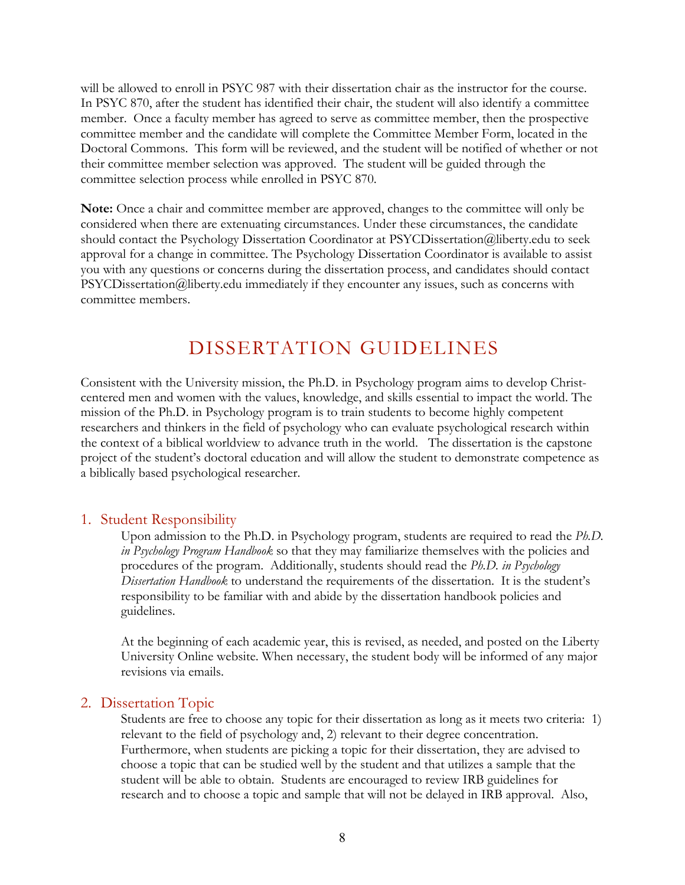will be allowed to enroll in PSYC 987 with their dissertation chair as the instructor for the course. In PSYC 870, after the student has identified their chair, the student will also identify a committee member. Once a faculty member has agreed to serve as committee member, then the prospective committee member and the candidate will complete the Committee Member Form, located in the Doctoral Commons. This form will be reviewed, and the student will be notified of whether or not their committee member selection was approved. The student will be guided through the committee selection process while enrolled in PSYC 870.

**Note:** Once a chair and committee member are approved, changes to the committee will only be considered when there are extenuating circumstances. Under these circumstances, the candidate should contact the Psychology Dissertation Coordinator at PSYCDissertation@liberty.edu to seek approval for a change in committee. The Psychology Dissertation Coordinator is available to assist you with any questions or concerns during the dissertation process, and candidates should contact PSYCDissertation@liberty.edu immediately if they encounter any issues, such as concerns with committee members.

# DISSERTATION GUIDELINES

Consistent with the University mission, the Ph.D. in Psychology program aims to develop Christ-centered men and women with the values, knowledge, and skills essential to impact the world. The mission of the Ph.D. in Psychology program is to train students to become highly competent researchers and thinkers in the field of psychology who can evaluate psychological research within the context of a biblical worldview to advance truth in the world. The dissertation is the capstone project of the student's doctoral education and will allow the student to demonstrate competence as a biblically based psychological researcher.

## 1. Student Responsibility

Upon admission to the Ph.D. in Psychology program, students are required to read the *Ph.D. in Psychology Program Handbook* so that they may familiarize themselves with the policies and procedures of the program. Additionally, students should read the *Ph.D. in Psychology Dissertation Handbook* to understand the requirements of the dissertation. It is the student's responsibility to be familiar with and abide by the dissertation handbook policies and guidelines.

At the beginning of each academic year, this is revised, as needed, and posted on the Liberty University Online website. When necessary, the student body will be informed of any major revisions via emails.

## 2. Dissertation Topic

Students are free to choose any topic for their dissertation as long as it meets two criteria: 1) relevant to the field of psychology and, 2) relevant to their degree concentration. Furthermore, when students are picking a topic for their dissertation, they are advised to choose a topic that can be studied well by the student and that utilizes a sample that the student will be able to obtain. Students are encouraged to review IRB guidelines for research and to choose a topic and sample that will not be delayed in IRB approval. Also,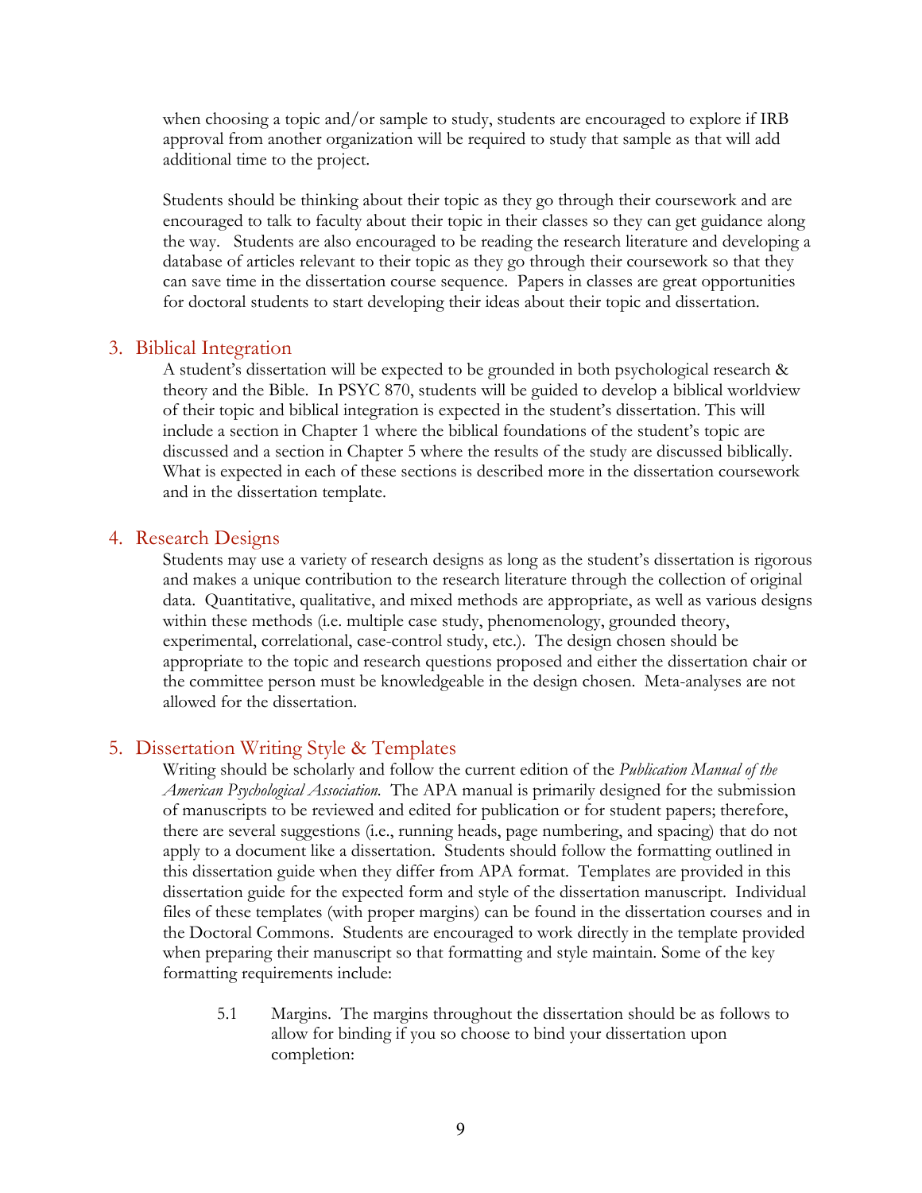when choosing a topic and/or sample to study, students are encouraged to explore if IRB approval from another organization will be required to study that sample as that will add additional time to the project.

Students should be thinking about their topic as they go through their coursework and are encouraged to talk to faculty about their topic in their classes so they can get guidance along the way. Students are also encouraged to be reading the research literature and developing a database of articles relevant to their topic as they go through their coursework so that they can save time in the dissertation course sequence. Papers in classes are great opportunities for doctoral students to start developing their ideas about their topic and dissertation.

## 3. Biblical Integration

A student's dissertation will be expected to be grounded in both psychological research & theory and the Bible. In PSYC 870, students will be guided to develop a biblical worldview of their topic and biblical integration is expected in the student's dissertation. This will include a section in Chapter 1 where the biblical foundations of the student's topic are discussed and a section in Chapter 5 where the results of the study are discussed biblically. What is expected in each of these sections is described more in the dissertation coursework and in the dissertation template.

## 4. Research Designs

Students may use a variety of research designs as long as the student's dissertation is rigorous and makes a unique contribution to the research literature through the collection of original data. Quantitative, qualitative, and mixed methods are appropriate, as well as various designs within these methods (i.e. multiple case study, phenomenology, grounded theory, experimental, correlational, case-control study, etc.). The design chosen should be appropriate to the topic and research questions proposed and either the dissertation chair or the committee person must be knowledgeable in the design chosen. Meta-analyses are not allowed for the dissertation.

## 5. Dissertation Writing Style & Templates

Writing should be scholarly and follow the current edition of the *Publication Manual of the American Psychological Association.* The APA manual is primarily designed for the submission of manuscripts to be reviewed and edited for publication or for student papers; therefore, there are several suggestions (i.e., running heads, page numbering, and spacing) that do not apply to a document like a dissertation. Students should follow the formatting outlined in this dissertation guide when they differ from APA format. Templates are provided in this dissertation guide for the expected form and style of the dissertation manuscript. Individual files of these templates (with proper margins) can be found in the dissertation courses and in the Doctoral Commons. Students are encouraged to work directly in the template provided when preparing their manuscript so that formatting and style maintain. Some of the key formatting requirements include:

5.1 Margins. The margins throughout the dissertation should be as follows to allow for binding if you so choose to bind your dissertation upon completion: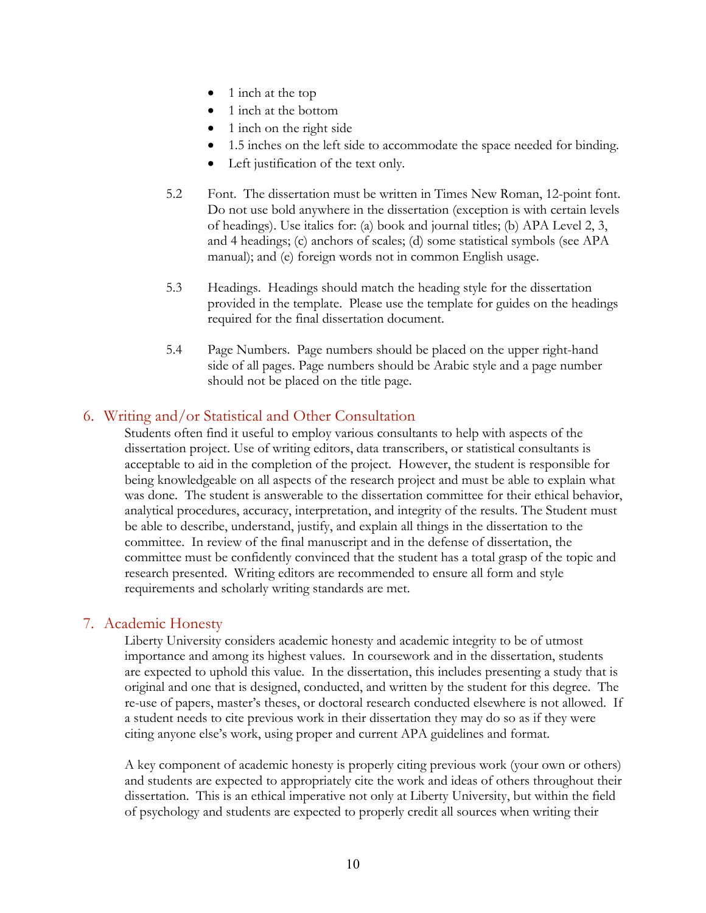- 1 inch at the top
- 1 inch at the bottom
- 1 inch on the right side
- 1.5 inches on the left side to accommodate the space needed for binding.
- Left justification of the text only.

5.2 Font. The dissertation must be written in Times New Roman, 12-point font. Do not use bold anywhere in the dissertation (exception is with certain levels of headings). Use italics for: (a) book and journal titles; (b) APA Level 2, 3, and 4 headings; (c) anchors of scales; (d) some statistical symbols (see APA manual); and (e) foreign words not in common English usage.

5.3 Headings. Headings should match the heading style for the dissertation provided in the template. Please use the template for guides on the headings required for the final dissertation document.

5.4 Page Numbers. Page numbers should be placed on the upper right-hand side of all pages. Page numbers should be Arabic style and a page number should not be placed on the title page.

## 6. Writing and/or Statistical and Other Consultation

Students often find it useful to employ various consultants to help with aspects of the dissertation project. Use of writing editors, data transcribers, or statistical consultants is acceptable to aid in the completion of the project. However, the student is responsible for being knowledgeable on all aspects of the research project and must be able to explain what was done. The student is answerable to the dissertation committee for their ethical behavior, analytical procedures, accuracy, interpretation, and integrity of the results. The Student must be able to describe, understand, justify, and explain all things in the dissertation to the committee. In review of the final manuscript and in the defense of dissertation, the committee must be confidently convinced that the student has a total grasp of the topic and research presented. Writing editors are recommended to ensure all form and style requirements and scholarly writing standards are met.

## 7. Academic Honesty

Liberty University considers academic honesty and academic integrity to be of utmost importance and among its highest values. In coursework and in the dissertation, students are expected to uphold this value. In the dissertation, this includes presenting a study that is original and one that is designed, conducted, and written by the student for this degree. The re-use of papers, master's theses, or doctoral research conducted elsewhere is not allowed. If a student needs to cite previous work in their dissertation they may do so as if they were citing anyone else's work, using proper and current APA guidelines and format.

A key component of academic honesty is properly citing previous work (your own or others) and students are expected to appropriately cite the work and ideas of others throughout their dissertation. This is an ethical imperative not only at Liberty University, but within the field of psychology and students are expected to properly credit all sources when writing their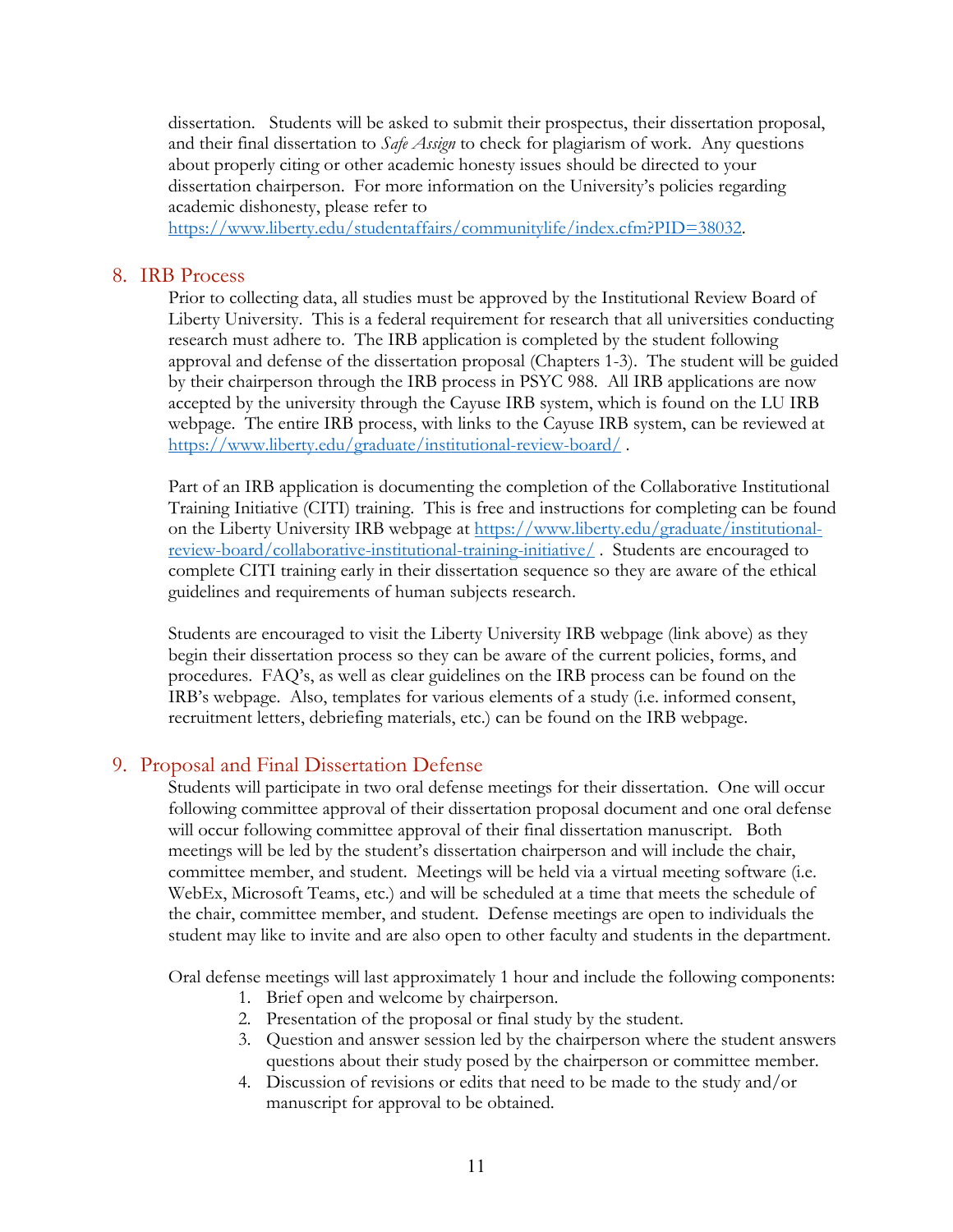dissertation. Students will be asked to submit their prospectus, their dissertation proposal, and their final dissertation to *Safe Assign* to check for plagiarism of work. Any questions about properly citing or other academic honesty issues should be directed to your dissertation chairperson. For more information on the University's policies regarding academic dishonesty, please refer to https://www.liberty.edu/studentaffairs/communitylife/index.cfm?PID=38032.

## 8. IRB Process

Prior to collecting data, all studies must be approved by the Institutional Review Board of Liberty University. This is a federal requirement for research that all universities conducting research must adhere to. The IRB application is completed by the student following approval and defense of the dissertation proposal (Chapters 1-3). The student will be guided by their chairperson through the IRB process in PSYC 988. All IRB applications are now accepted by the university through the Cayuse IRB system, which is found on the LU IRB webpage. The entire IRB process, with links to the Cayuse IRB system, can be reviewed at https://www.liberty.edu/graduate/institutional-review-board/ .

Part of an IRB application is documenting the completion of the Collaborative Institutional Training Initiative (CITI) training. This is free and instructions for completing can be found on the Liberty University IRB webpage at https://www.liberty.edu/graduate/institutional-review-board/collaborative-institutional-training-initiative/ . Students are encouraged to complete CITI training early in their dissertation sequence so they are aware of the ethical guidelines and requirements of human subjects research.

Students are encouraged to visit the Liberty University IRB webpage (link above) as they begin their dissertation process so they can be aware of the current policies, forms, and procedures. FAQ's, as well as clear guidelines on the IRB process can be found on the IRB's webpage. Also, templates for various elements of a study (i.e. informed consent, recruitment letters, debriefing materials, etc.) can be found on the IRB webpage.

## 9. Proposal and Final Dissertation Defense

Students will participate in two oral defense meetings for their dissertation. One will occur following committee approval of their dissertation proposal document and one oral defense will occur following committee approval of their final dissertation manuscript. Both meetings will be led by the student's dissertation chairperson and will include the chair, committee member, and student. Meetings will be held via a virtual meeting software (i.e. WebEx, Microsoft Teams, etc.) and will be scheduled at a time that meets the schedule of the chair, committee member, and student. Defense meetings are open to individuals the student may like to invite and are also open to other faculty and students in the department.

Oral defense meetings will last approximately 1 hour and include the following components:

1. Brief open and welcome by chairperson.
2. Presentation of the proposal or final study by the student.
3. Question and answer session led by the chairperson where the student answers questions about their study posed by the chairperson or committee member.
4. Discussion of revisions or edits that need to be made to the study and/or manuscript for approval to be obtained.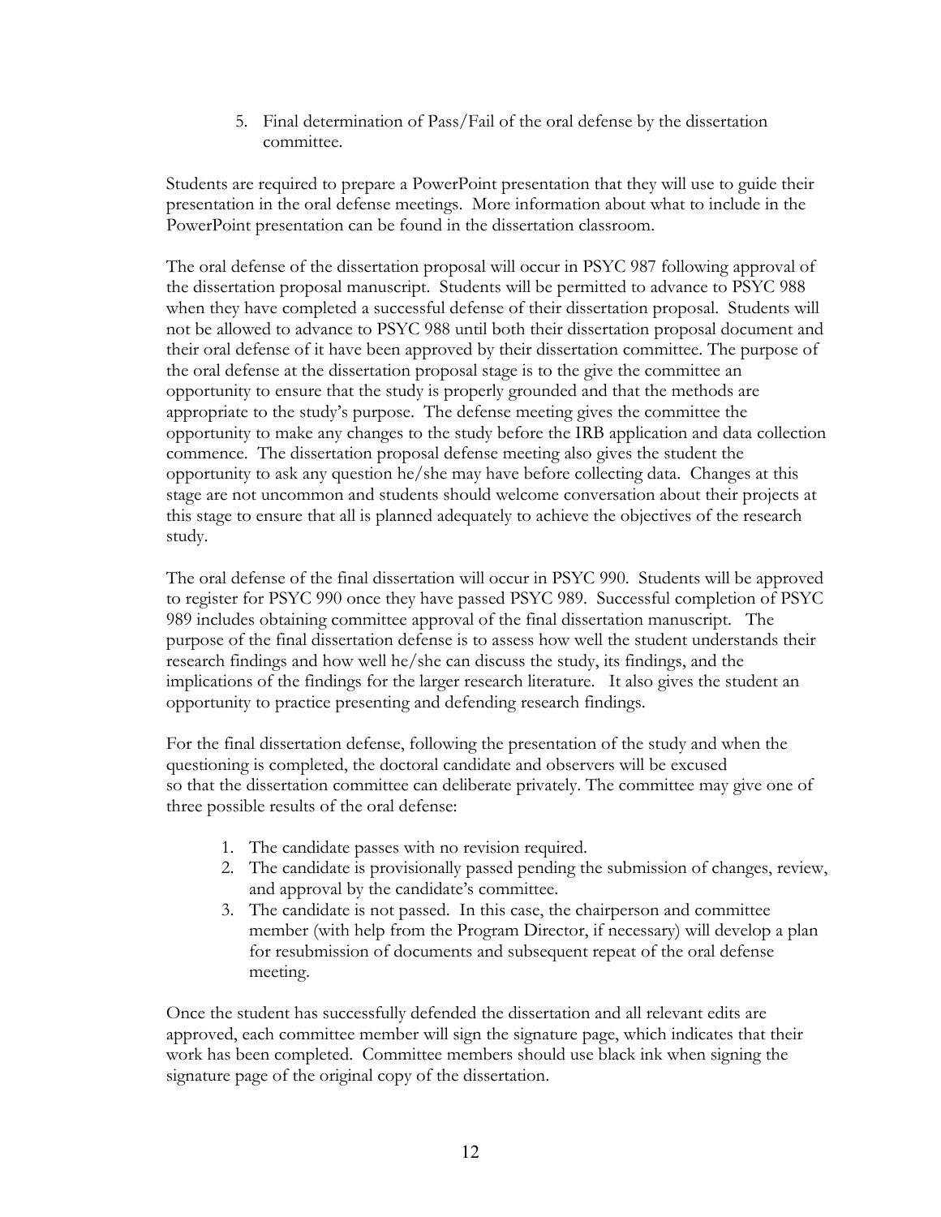5. Final determination of Pass/Fail of the oral defense by the dissertation committee.

Students are required to prepare a PowerPoint presentation that they will use to guide their presentation in the oral defense meetings. More information about what to include in the PowerPoint presentation can be found in the dissertation classroom.

The oral defense of the dissertation proposal will occur in PSYC 987 following approval of the dissertation proposal manuscript. Students will be permitted to advance to PSYC 988 when they have completed a successful defense of their dissertation proposal. Students will not be allowed to advance to PSYC 988 until both their dissertation proposal document and their oral defense of it have been approved by their dissertation committee. The purpose of the oral defense at the dissertation proposal stage is to the give the committee an opportunity to ensure that the study is properly grounded and that the methods are appropriate to the study's purpose. The defense meeting gives the committee the opportunity to make any changes to the study before the IRB application and data collection commence. The dissertation proposal defense meeting also gives the student the opportunity to ask any question he/she may have before collecting data. Changes at this stage are not uncommon and students should welcome conversation about their projects at this stage to ensure that all is planned adequately to achieve the objectives of the research study.

The oral defense of the final dissertation will occur in PSYC 990. Students will be approved to register for PSYC 990 once they have passed PSYC 989. Successful completion of PSYC 989 includes obtaining committee approval of the final dissertation manuscript. The purpose of the final dissertation defense is to assess how well the student understands their research findings and how well he/she can discuss the study, its findings, and the implications of the findings for the larger research literature. It also gives the student an opportunity to practice presenting and defending research findings.

For the final dissertation defense, following the presentation of the study and when the questioning is completed, the doctoral candidate and observers will be excused so that the dissertation committee can deliberate privately. The committee may give one of three possible results of the oral defense:

1. The candidate passes with no revision required.
2. The candidate is provisionally passed pending the submission of changes, review, and approval by the candidate's committee.
3. The candidate is not passed. In this case, the chairperson and committee member (with help from the Program Director, if necessary) will develop a plan for resubmission of documents and subsequent repeat of the oral defense meeting.

Once the student has successfully defended the dissertation and all relevant edits are approved, each committee member will sign the signature page, which indicates that their work has been completed. Committee members should use black ink when signing the signature page of the original copy of the dissertation.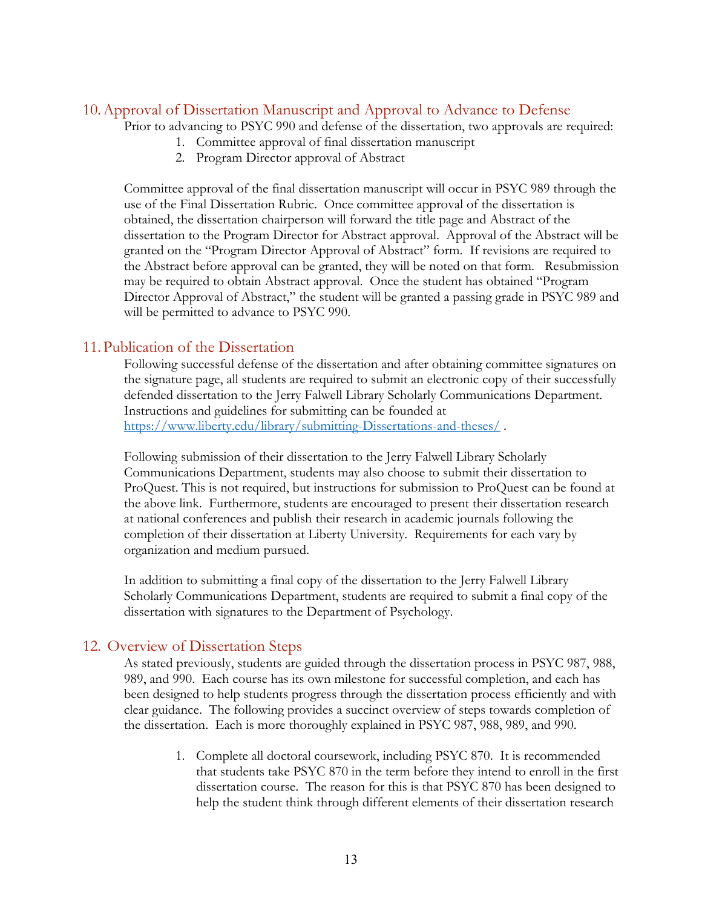## 10. Approval of Dissertation Manuscript and Approval to Advance to Defense

Prior to advancing to PSYC 990 and defense of the dissertation, two approvals are required:

1. Committee approval of final dissertation manuscript
2. Program Director approval of Abstract

Committee approval of the final dissertation manuscript will occur in PSYC 989 through the use of the Final Dissertation Rubric. Once committee approval of the dissertation is obtained, the dissertation chairperson will forward the title page and Abstract of the dissertation to the Program Director for Abstract approval. Approval of the Abstract will be granted on the "Program Director Approval of Abstract" form. If revisions are required to the Abstract before approval can be granted, they will be noted on that form. Resubmission may be required to obtain Abstract approval. Once the student has obtained "Program Director Approval of Abstract," the student will be granted a passing grade in PSYC 989 and will be permitted to advance to PSYC 990.

## 11. Publication of the Dissertation

Following successful defense of the dissertation and after obtaining committee signatures on the signature page, all students are required to submit an electronic copy of their successfully defended dissertation to the Jerry Falwell Library Scholarly Communications Department. Instructions and guidelines for submitting can be founded at https://www.liberty.edu/library/submitting-Dissertations-and-theses/ .

Following submission of their dissertation to the Jerry Falwell Library Scholarly Communications Department, students may also choose to submit their dissertation to ProQuest. This is not required, but instructions for submission to ProQuest can be found at the above link. Furthermore, students are encouraged to present their dissertation research at national conferences and publish their research in academic journals following the completion of their dissertation at Liberty University. Requirements for each vary by organization and medium pursued.

In addition to submitting a final copy of the dissertation to the Jerry Falwell Library Scholarly Communications Department, students are required to submit a final copy of the dissertation with signatures to the Department of Psychology.

## 12. Overview of Dissertation Steps

As stated previously, students are guided through the dissertation process in PSYC 987, 988, 989, and 990. Each course has its own milestone for successful completion, and each has been designed to help students progress through the dissertation process efficiently and with clear guidance. The following provides a succinct overview of steps towards completion of the dissertation. Each is more thoroughly explained in PSYC 987, 988, 989, and 990.

1. Complete all doctoral coursework, including PSYC 870. It is recommended that students take PSYC 870 in the term before they intend to enroll in the first dissertation course. The reason for this is that PSYC 870 has been designed to help the student think through different elements of their dissertation research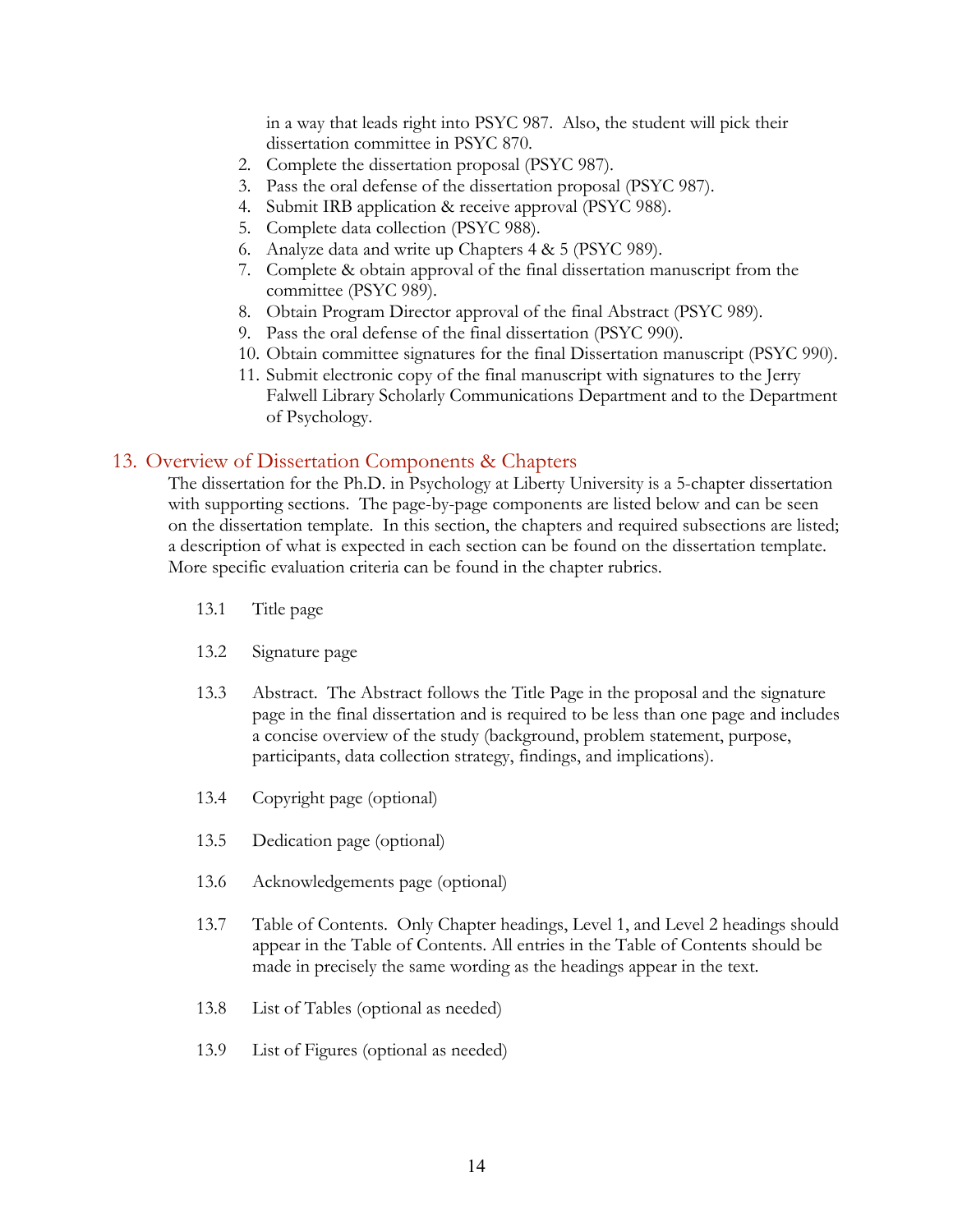in a way that leads right into PSYC 987. Also, the student will pick their dissertation committee in PSYC 870.

2. Complete the dissertation proposal (PSYC 987).
3. Pass the oral defense of the dissertation proposal (PSYC 987).
4. Submit IRB application & receive approval (PSYC 988).
5. Complete data collection (PSYC 988).
6. Analyze data and write up Chapters 4 & 5 (PSYC 989).
7. Complete & obtain approval of the final dissertation manuscript from the committee (PSYC 989).
8. Obtain Program Director approval of the final Abstract (PSYC 989).
9. Pass the oral defense of the final dissertation (PSYC 990).
10. Obtain committee signatures for the final Dissertation manuscript (PSYC 990).
11. Submit electronic copy of the final manuscript with signatures to the Jerry Falwell Library Scholarly Communications Department and to the Department of Psychology.

## 13. Overview of Dissertation Components & Chapters

The dissertation for the Ph.D. in Psychology at Liberty University is a 5-chapter dissertation with supporting sections. The page-by-page components are listed below and can be seen on the dissertation template. In this section, the chapters and required subsections are listed; a description of what is expected in each section can be found on the dissertation template. More specific evaluation criteria can be found in the chapter rubrics.

13.1 Title page

13.2 Signature page

13.3 Abstract. The Abstract follows the Title Page in the proposal and the signature page in the final dissertation and is required to be less than one page and includes a concise overview of the study (background, problem statement, purpose, participants, data collection strategy, findings, and implications).

13.4 Copyright page (optional)

13.5 Dedication page (optional)

13.6 Acknowledgements page (optional)

13.7 Table of Contents. Only Chapter headings, Level 1, and Level 2 headings should appear in the Table of Contents. All entries in the Table of Contents should be made in precisely the same wording as the headings appear in the text.

13.8 List of Tables (optional as needed)

13.9 List of Figures (optional as needed)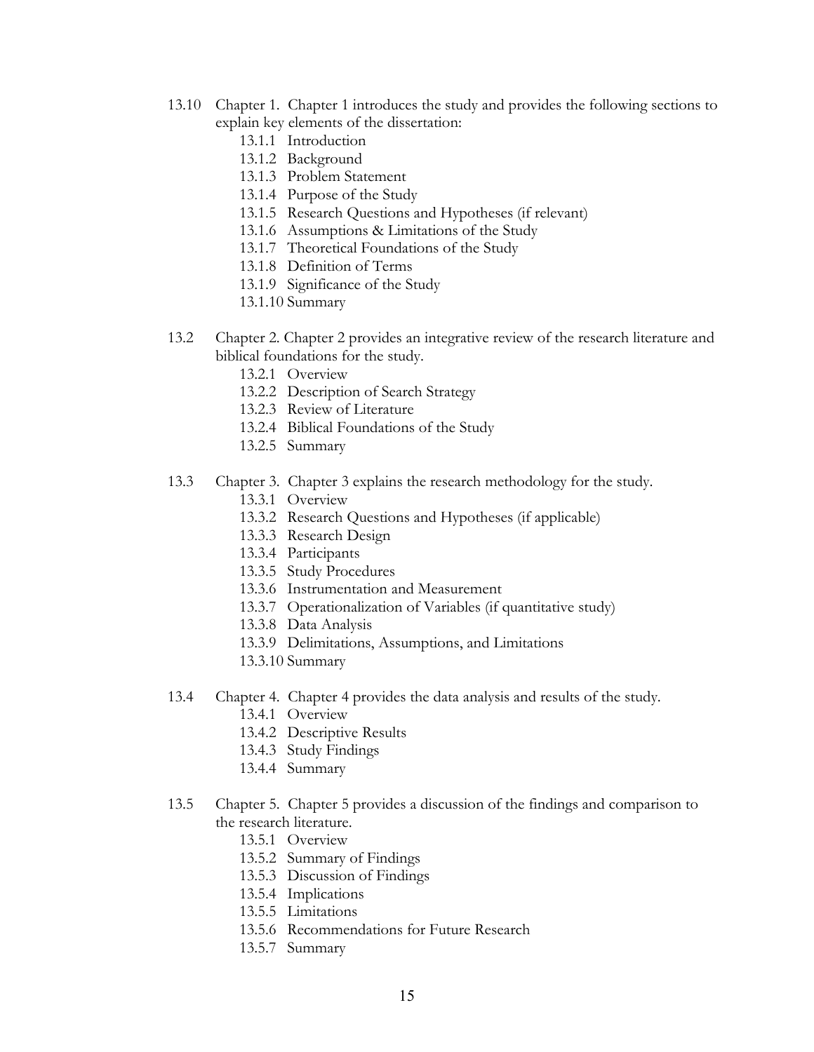13.10 Chapter 1. Chapter 1 introduces the study and provides the following sections to explain key elements of the dissertation:

- 13.1.1 Introduction
- 13.1.2 Background
- 13.1.3 Problem Statement
- 13.1.4 Purpose of the Study
- 13.1.5 Research Questions and Hypotheses (if relevant)
- 13.1.6 Assumptions & Limitations of the Study
- 13.1.7 Theoretical Foundations of the Study
- 13.1.8 Definition of Terms
- 13.1.9 Significance of the Study
- 13.1.10 Summary

13.2 Chapter 2. Chapter 2 provides an integrative review of the research literature and biblical foundations for the study.

- 13.2.1 Overview
- 13.2.2 Description of Search Strategy
- 13.2.3 Review of Literature
- 13.2.4 Biblical Foundations of the Study
- 13.2.5 Summary

13.3 Chapter 3. Chapter 3 explains the research methodology for the study.

- 13.3.1 Overview
- 13.3.2 Research Questions and Hypotheses (if applicable)
- 13.3.3 Research Design
- 13.3.4 Participants
- 13.3.5 Study Procedures
- 13.3.6 Instrumentation and Measurement
- 13.3.7 Operationalization of Variables (if quantitative study)
- 13.3.8 Data Analysis
- 13.3.9 Delimitations, Assumptions, and Limitations
- 13.3.10 Summary

13.4 Chapter 4. Chapter 4 provides the data analysis and results of the study.

- 13.4.1 Overview
- 13.4.2 Descriptive Results
- 13.4.3 Study Findings
- 13.4.4 Summary

13.5 Chapter 5. Chapter 5 provides a discussion of the findings and comparison to the research literature.

- 13.5.1 Overview
- 13.5.2 Summary of Findings
- 13.5.3 Discussion of Findings
- 13.5.4 Implications
- 13.5.5 Limitations
- 13.5.6 Recommendations for Future Research
- 13.5.7 Summary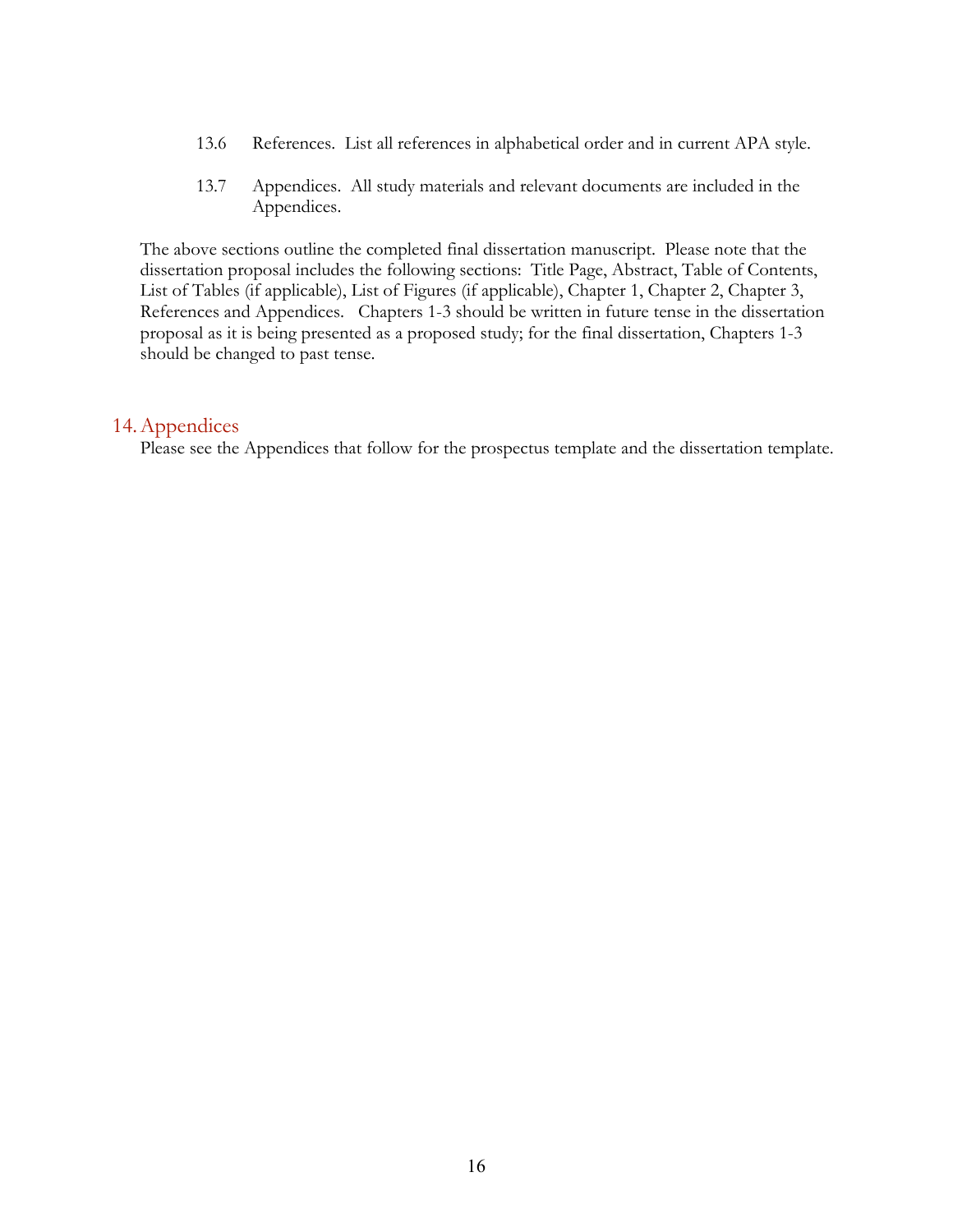13.6 References. List all references in alphabetical order and in current APA style.

13.7 Appendices. All study materials and relevant documents are included in the Appendices.

The above sections outline the completed final dissertation manuscript. Please note that the dissertation proposal includes the following sections: Title Page, Abstract, Table of Contents, List of Tables (if applicable), List of Figures (if applicable), Chapter 1, Chapter 2, Chapter 3, References and Appendices. Chapters 1-3 should be written in future tense in the dissertation proposal as it is being presented as a proposed study; for the final dissertation, Chapters 1-3 should be changed to past tense.

## 14. Appendices

Please see the Appendices that follow for the prospectus template and the dissertation template.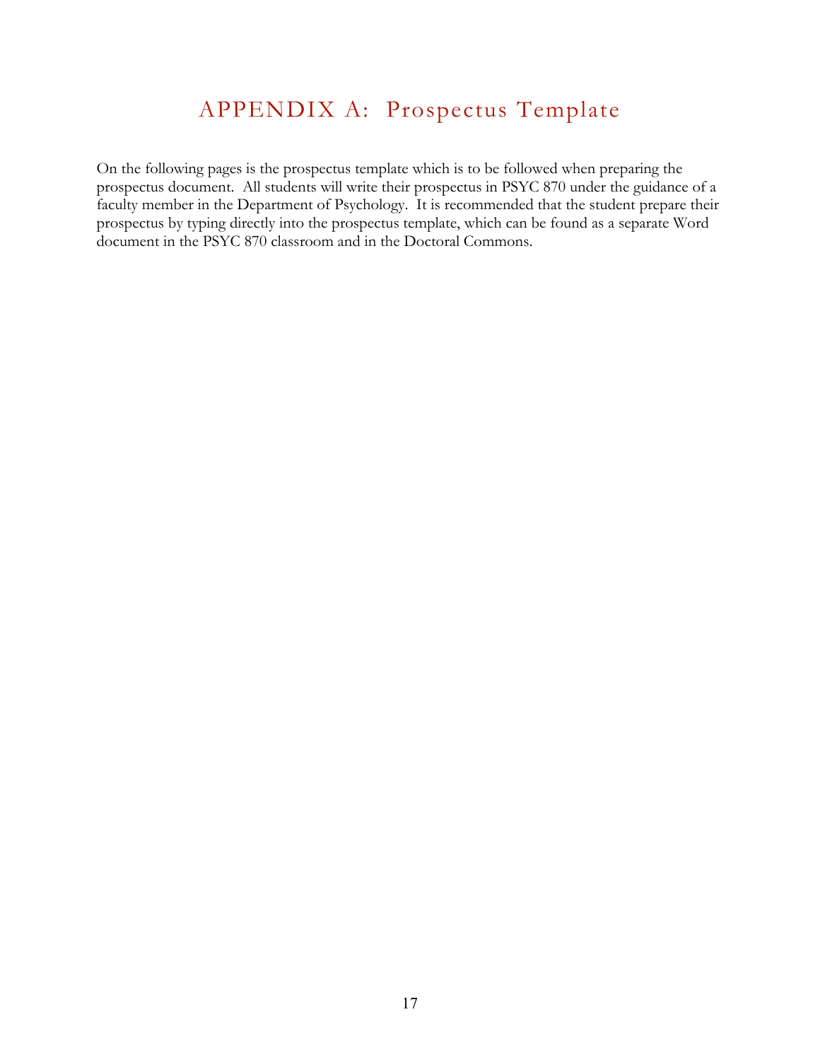# APPENDIX A: Prospectus Template

On the following pages is the prospectus template which is to be followed when preparing the prospectus document. All students will write their prospectus in PSYC 870 under the guidance of a faculty member in the Department of Psychology. It is recommended that the student prepare their prospectus by typing directly into the prospectus template, which can be found as a separate Word document in the PSYC 870 classroom and in the Doctoral Commons.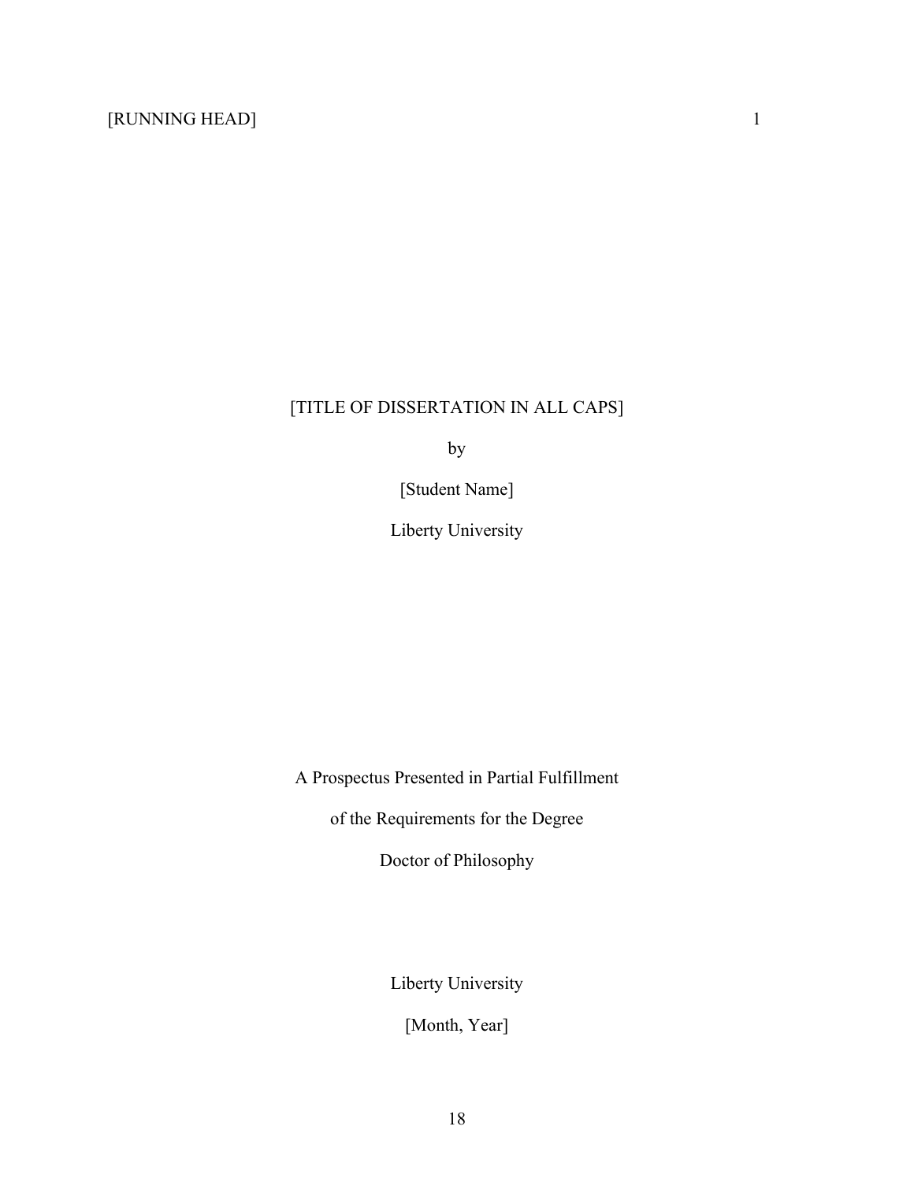[TITLE OF DISSERTATION IN ALL CAPS]

by

[Student Name]

Liberty University

A Prospectus Presented in Partial Fulfillment

of the Requirements for the Degree

Doctor of Philosophy

Liberty University

[Month, Year]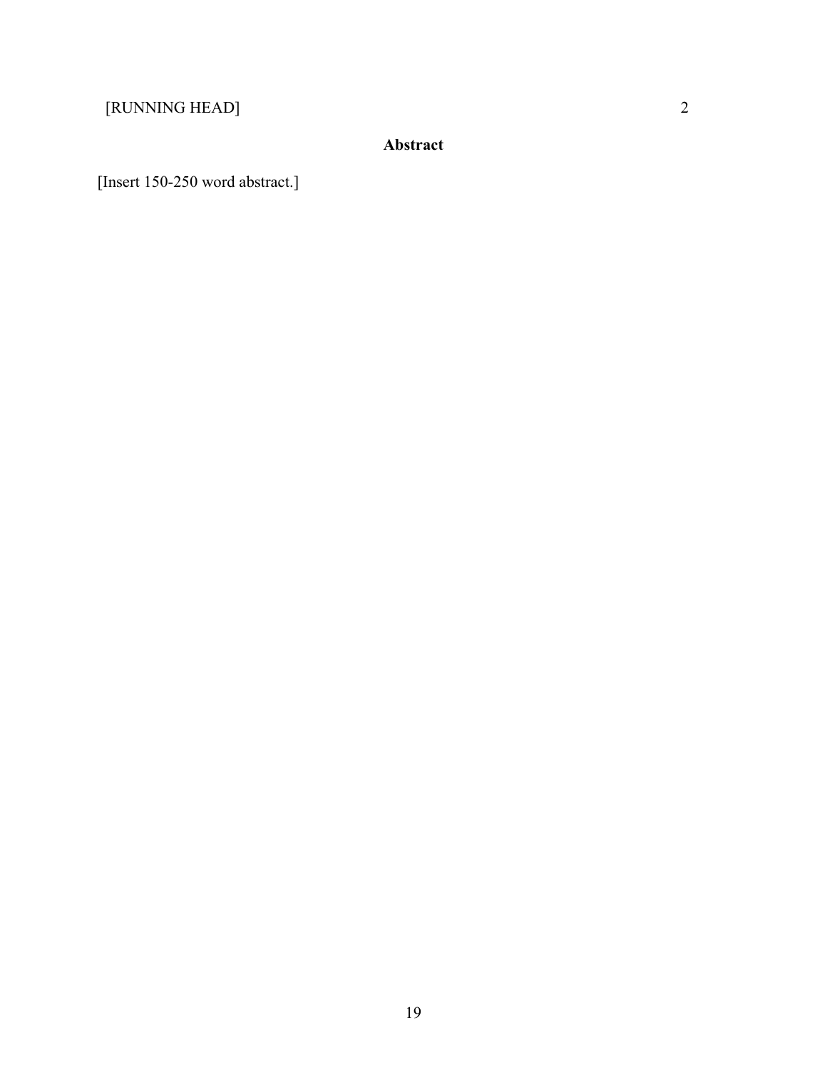**Abstract**

[Insert 150-250 word abstract.]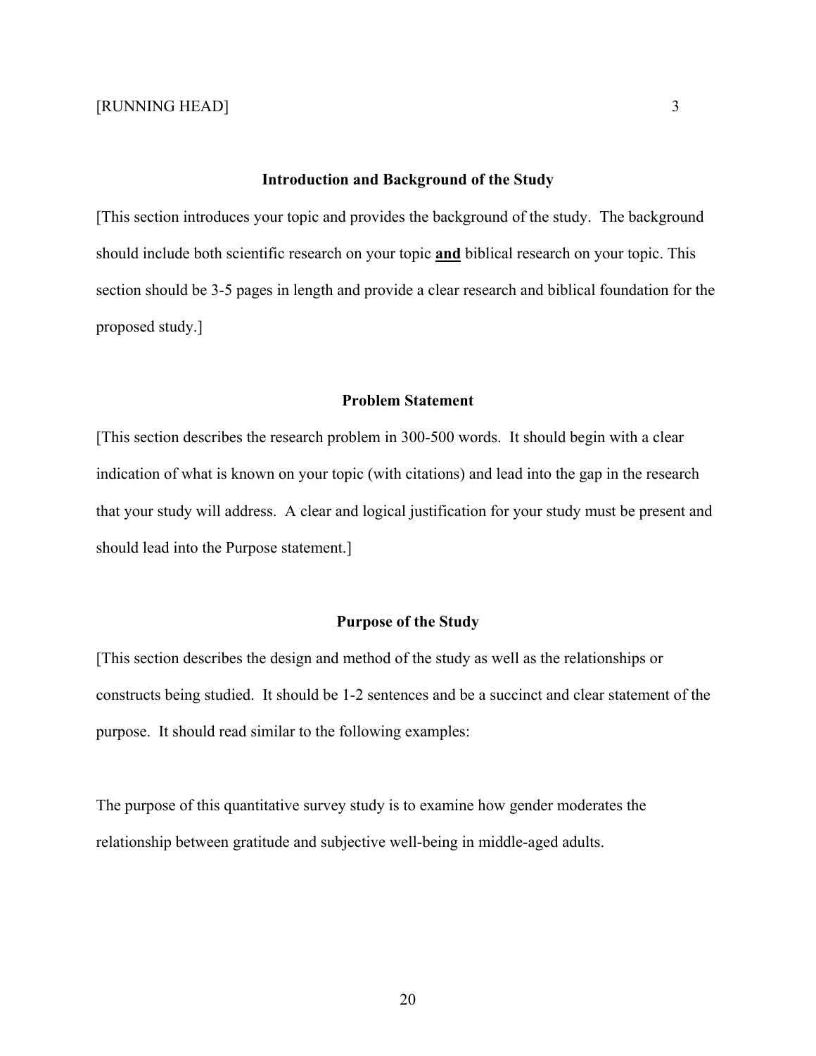## Introduction and Background of the Study

[This section introduces your topic and provides the background of the study. The background should include both scientific research on your topic **and** biblical research on your topic. This section should be 3-5 pages in length and provide a clear research and biblical foundation for the proposed study.]

## Problem Statement

[This section describes the research problem in 300-500 words. It should begin with a clear indication of what is known on your topic (with citations) and lead into the gap in the research that your study will address. A clear and logical justification for your study must be present and should lead into the Purpose statement.]

## Purpose of the Study

[This section describes the design and method of the study as well as the relationships or constructs being studied. It should be 1-2 sentences and be a succinct and clear statement of the purpose. It should read similar to the following examples:

The purpose of this quantitative survey study is to examine how gender moderates the relationship between gratitude and subjective well-being in middle-aged adults.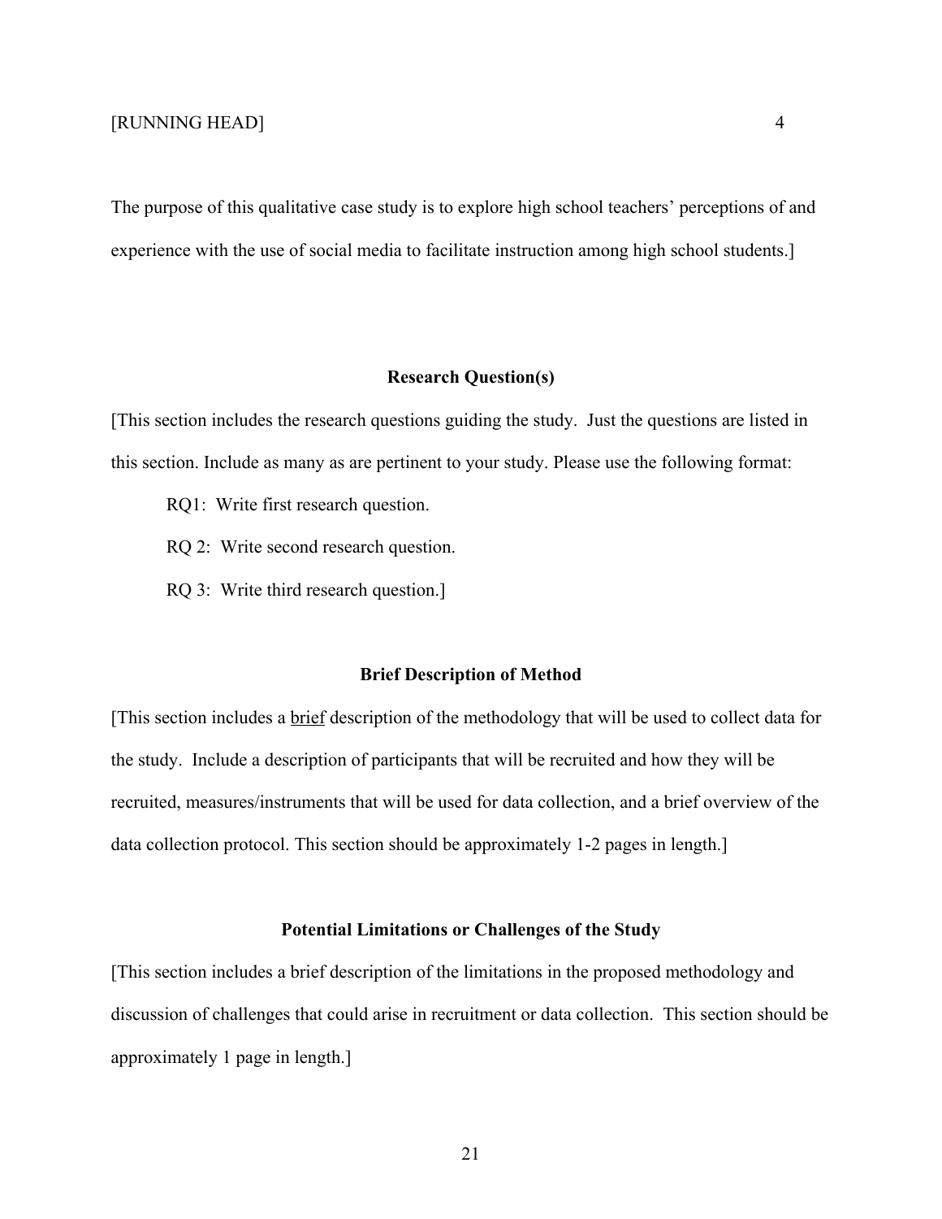The purpose of this qualitative case study is to explore high school teachers' perceptions of and experience with the use of social media to facilitate instruction among high school students.]

## Research Question(s)

[This section includes the research questions guiding the study. Just the questions are listed in this section. Include as many as are pertinent to your study. Please use the following format:

RQ1: Write first research question.

RQ 2: Write second research question.

RQ 3: Write third research question.]

## Brief Description of Method

[This section includes a brief description of the methodology that will be used to collect data for the study. Include a description of participants that will be recruited and how they will be recruited, measures/instruments that will be used for data collection, and a brief overview of the data collection protocol. This section should be approximately 1-2 pages in length.]

## Potential Limitations or Challenges of the Study

[This section includes a brief description of the limitations in the proposed methodology and discussion of challenges that could arise in recruitment or data collection. This section should be approximately 1 page in length.]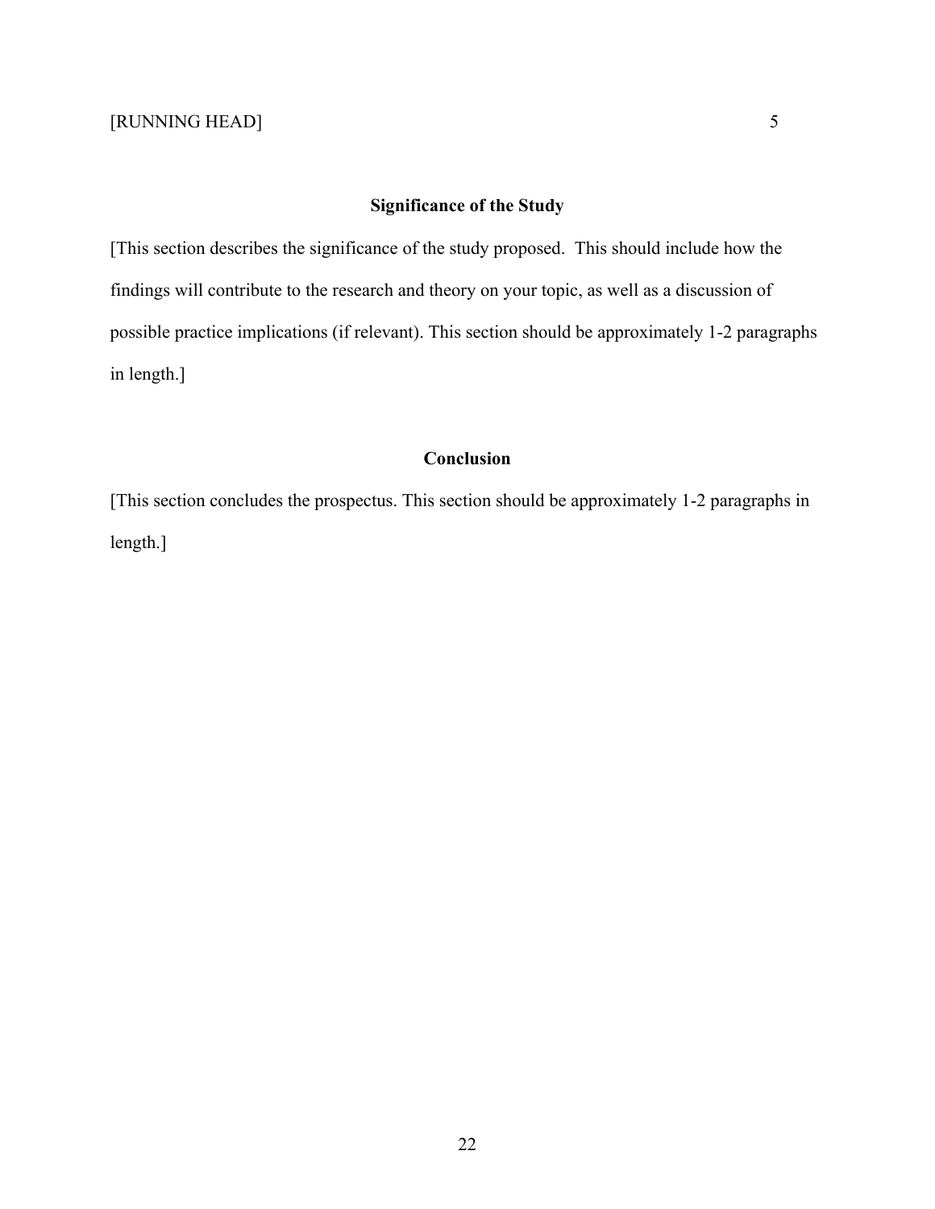## Significance of the Study

[This section describes the significance of the study proposed. This should include how the findings will contribute to the research and theory on your topic, as well as a discussion of possible practice implications (if relevant). This section should be approximately 1-2 paragraphs in length.]

## Conclusion

[This section concludes the prospectus. This section should be approximately 1-2 paragraphs in length.]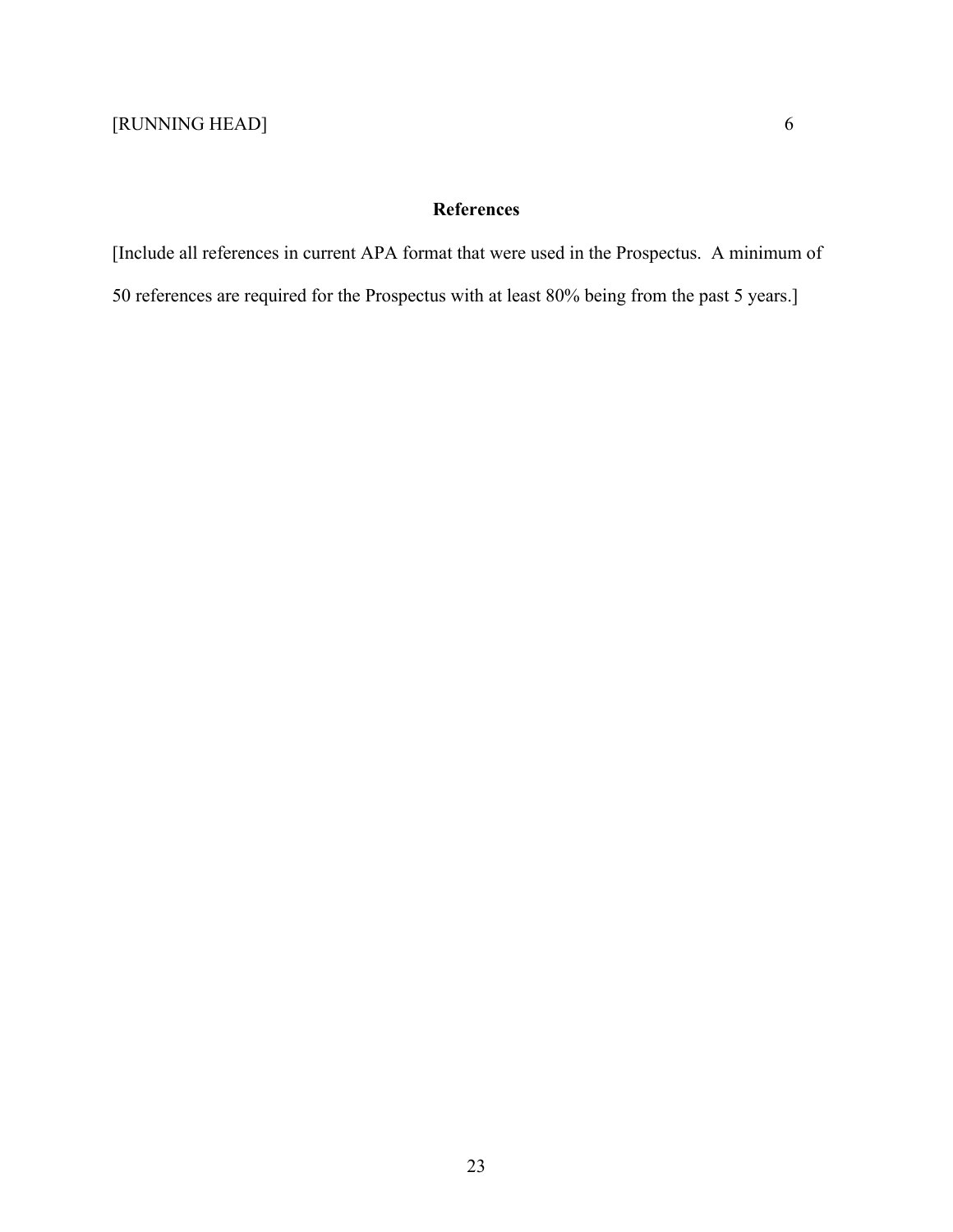# References

[Include all references in current APA format that were used in the Prospectus.  A minimum of 50 references are required for the Prospectus with at least 80% being from the past 5 years.]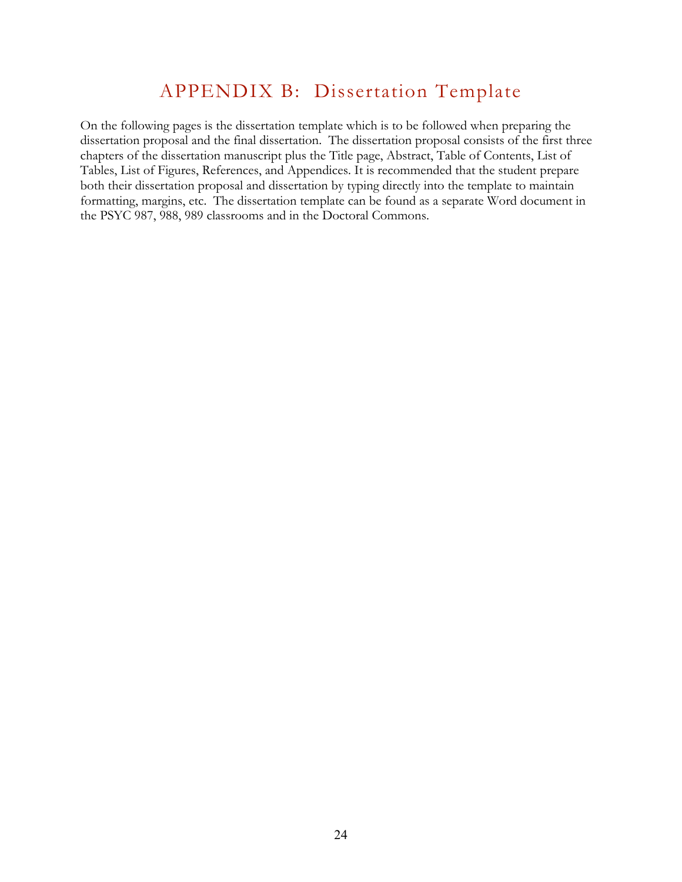# APPENDIX B: Dissertation Template

On the following pages is the dissertation template which is to be followed when preparing the dissertation proposal and the final dissertation. The dissertation proposal consists of the first three chapters of the dissertation manuscript plus the Title page, Abstract, Table of Contents, List of Tables, List of Figures, References, and Appendices. It is recommended that the student prepare both their dissertation proposal and dissertation by typing directly into the template to maintain formatting, margins, etc. The dissertation template can be found as a separate Word document in the PSYC 987, 988, 989 classrooms and in the Doctoral Commons.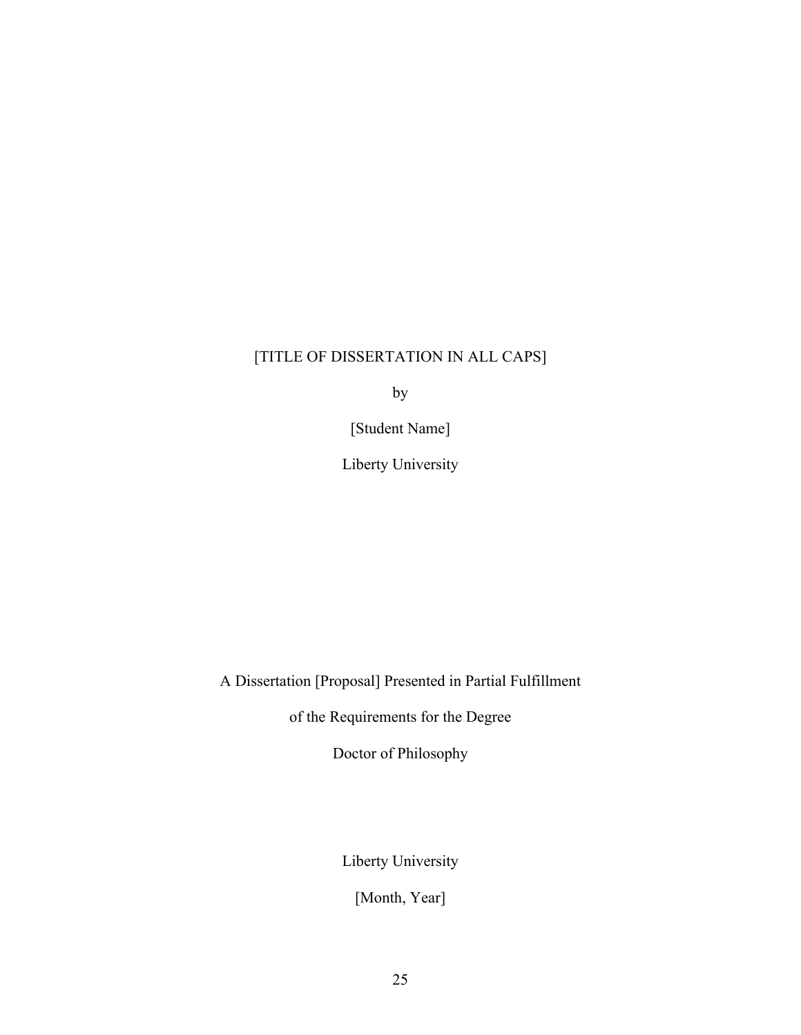[TITLE OF DISSERTATION IN ALL CAPS]

by

[Student Name]

Liberty University

A Dissertation [Proposal] Presented in Partial Fulfillment

of the Requirements for the Degree

Doctor of Philosophy

Liberty University

[Month, Year]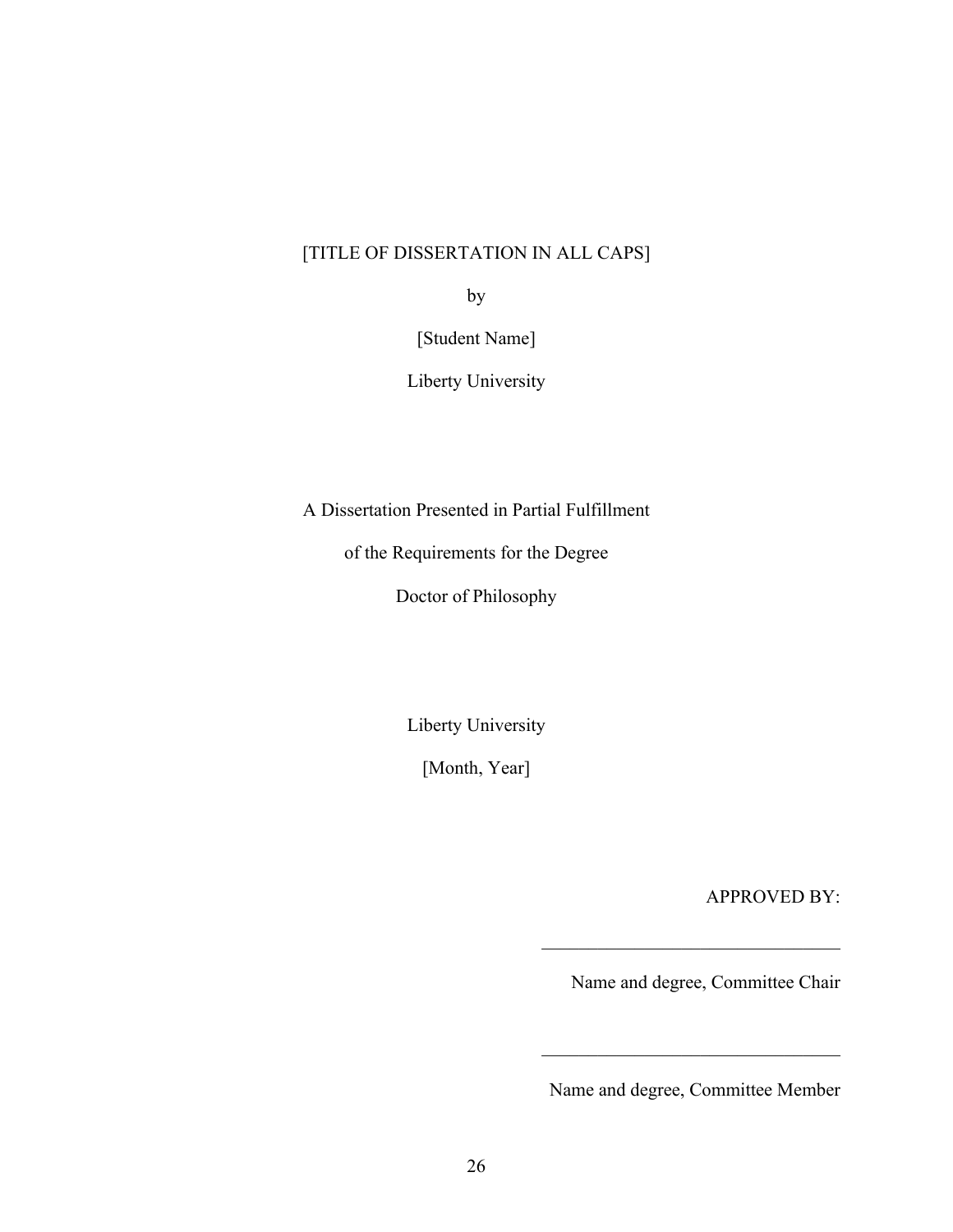[TITLE OF DISSERTATION IN ALL CAPS]

by

[Student Name]

Liberty University

A Dissertation Presented in Partial Fulfillment

of the Requirements for the Degree

Doctor of Philosophy

Liberty University

[Month, Year]

APPROVED BY:

\_\_\_\_\_\_\_\_\_\_\_\_\_\_\_\_\_\_\_\_\_\_\_\_\_\_\_\_\_\_\_\_\_\_\_

Name and degree, Committee Chair

\_\_\_\_\_\_\_\_\_\_\_\_\_\_\_\_\_\_\_\_\_\_\_\_\_\_\_\_\_\_\_\_\_\_\_

Name and degree, Committee Member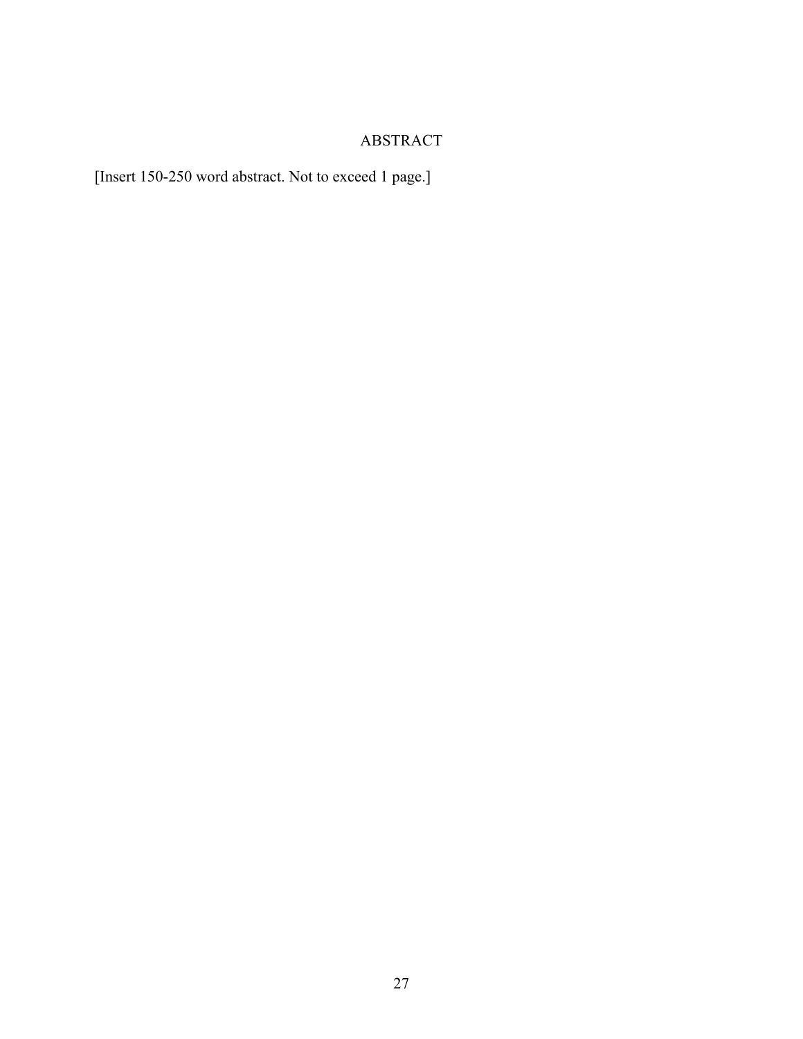# ABSTRACT

[Insert 150-250 word abstract. Not to exceed 1 page.]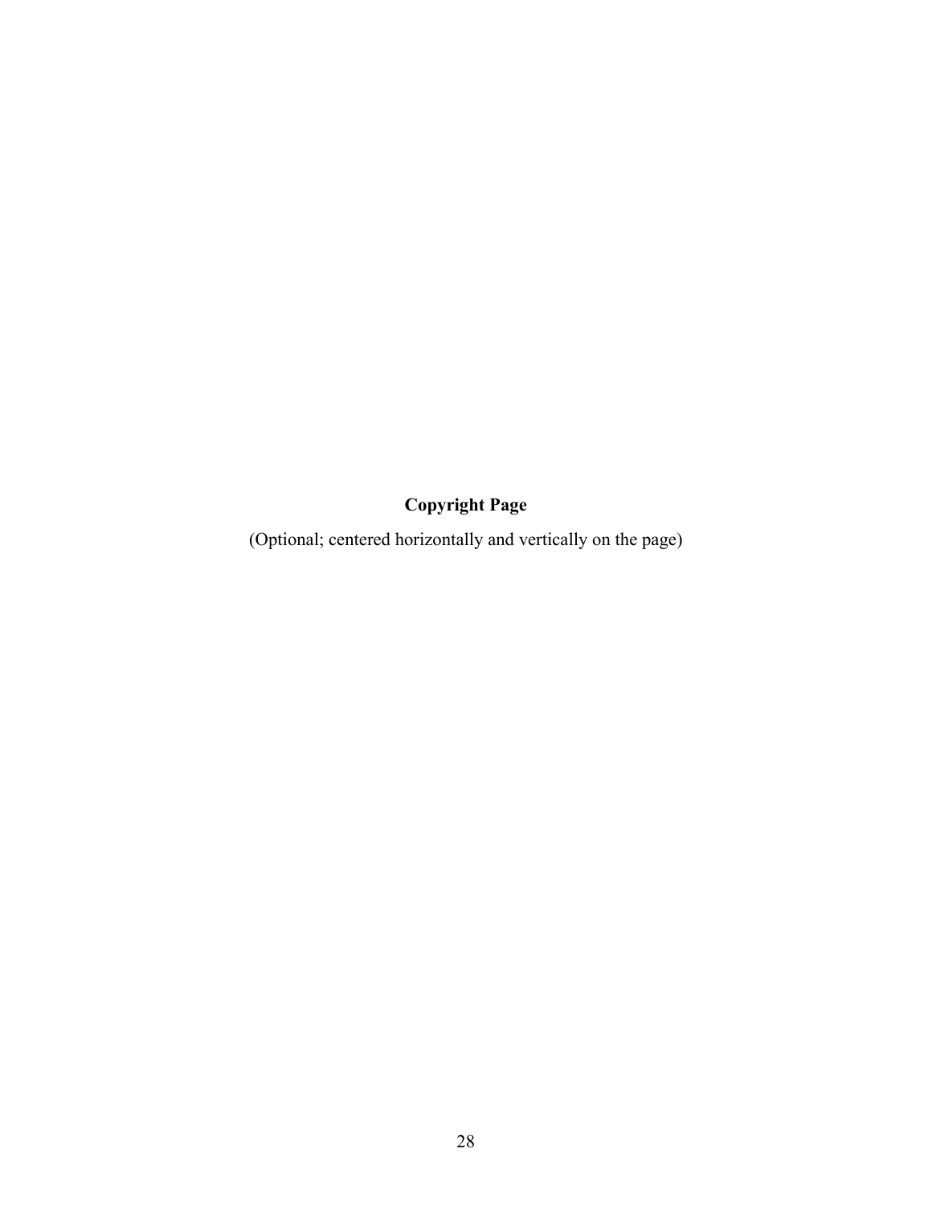**Copyright Page**

(Optional; centered horizontally and vertically on the page)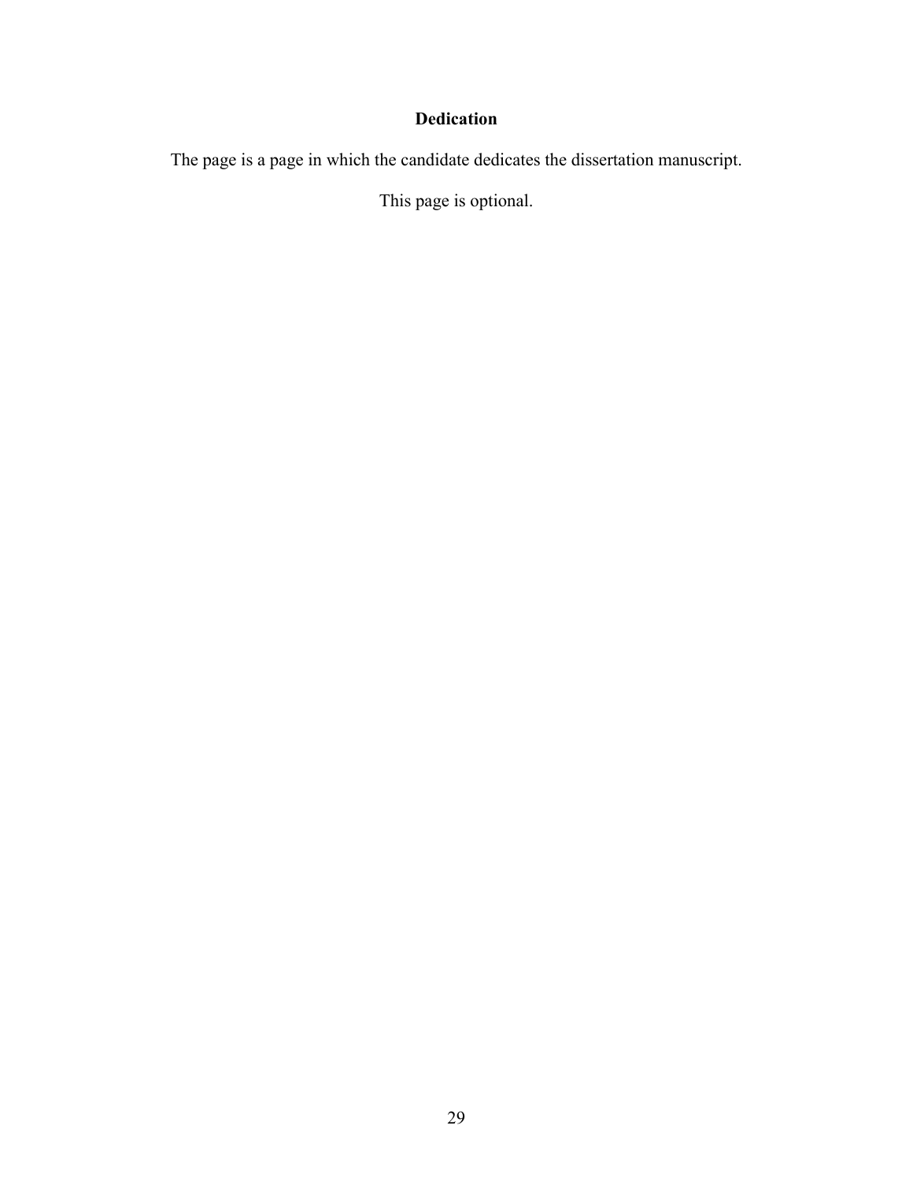# Dedication

The page is a page in which the candidate dedicates the dissertation manuscript.

This page is optional.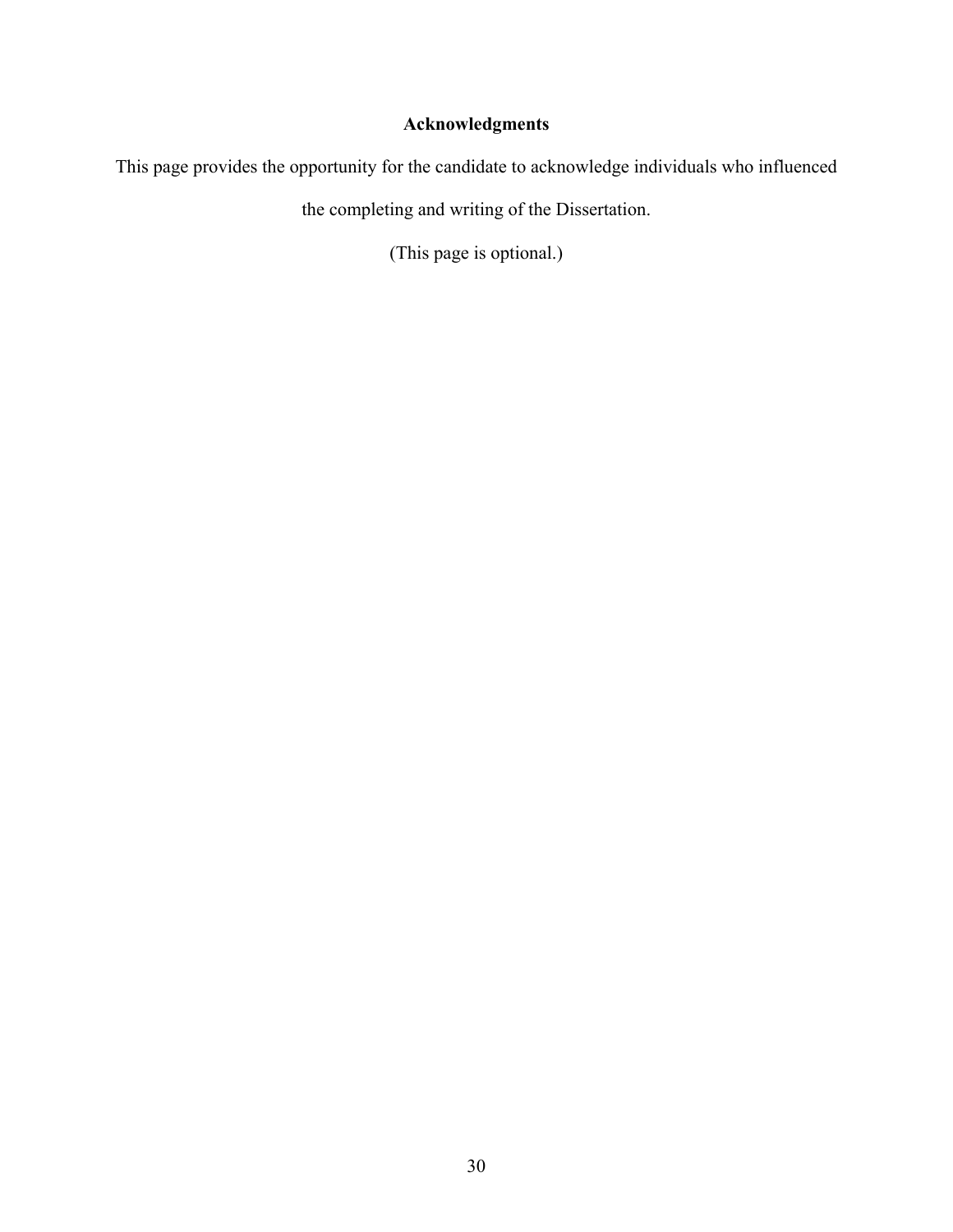# Acknowledgments

This page provides the opportunity for the candidate to acknowledge individuals who influenced the completing and writing of the Dissertation.

(This page is optional.)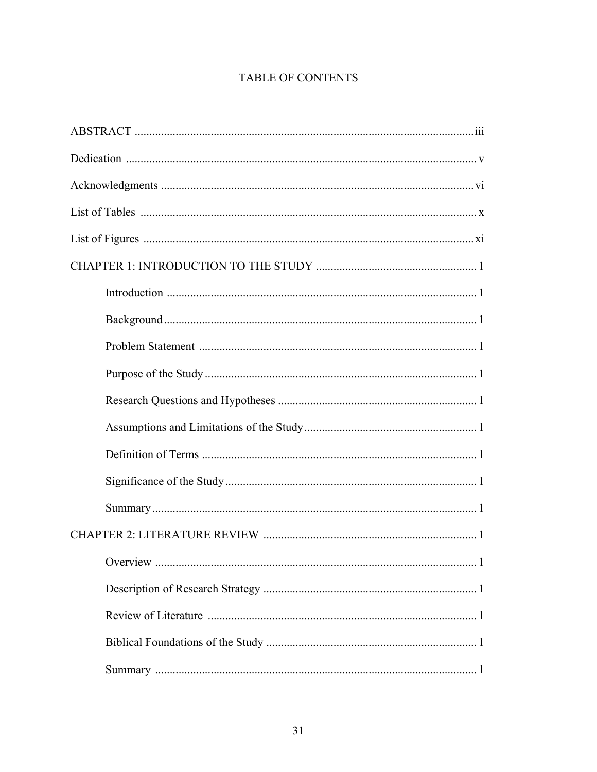# TABLE OF CONTENTS

ABSTRACT .................................................................................................................. iii

Dedication ..................................................................................................................... v

Acknowledgments ........................................................................................................ vi

List of Tables ................................................................................................................ x

List of Figures .............................................................................................................. xi

CHAPTER 1: INTRODUCTION TO THE STUDY ..................................................... 1

- Introduction ........................................................................................................ 1
- Background ......................................................................................................... 1
- Problem Statement ............................................................................................. 1
- Purpose of the Study .......................................................................................... 1
- Research Questions and Hypotheses .................................................................. 1
- Assumptions and Limitations of the Study ......................................................... 1
- Definition of Terms ............................................................................................ 1
- Significance of the Study .................................................................................... 1
- Summary ............................................................................................................. 1

CHAPTER 2: LITERATURE REVIEW ....................................................................... 1

- Overview ............................................................................................................ 1
- Description of Research Strategy ....................................................................... 1
- Review of Literature ........................................................................................... 1
- Biblical Foundations of the Study ...................................................................... 1
- Summary ............................................................................................................. 1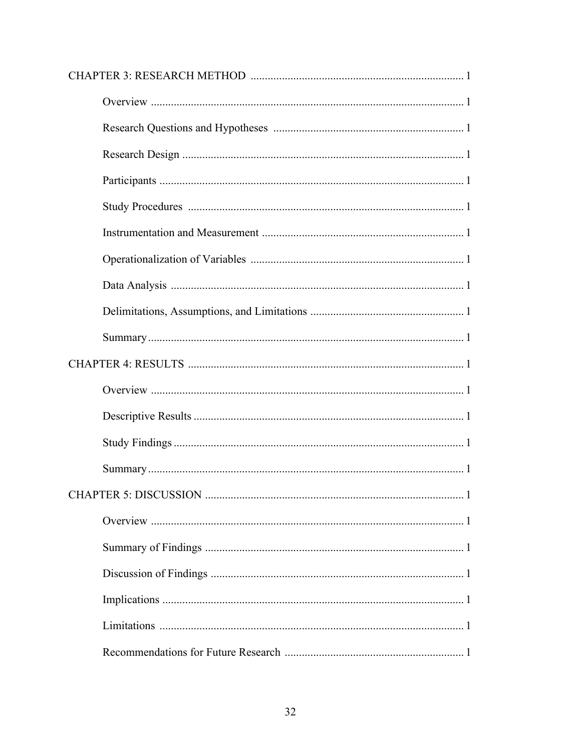CHAPTER 3: RESEARCH METHOD ........................................................................... 1

Overview ............................................................................................................. 1

Research Questions and Hypotheses .................................................................. 1

Research Design .................................................................................................. 1

Participants .......................................................................................................... 1

Study Procedures ................................................................................................. 1

Instrumentation and Measurement ...................................................................... 1

Operationalization of Variables ........................................................................... 1

Data Analysis ....................................................................................................... 1

Delimitations, Assumptions, and Limitations ...................................................... 1

Summary .............................................................................................................. 1

CHAPTER 4: RESULTS ................................................................................................ 1

Overview ............................................................................................................. 1

Descriptive Results .............................................................................................. 1

Study Findings ..................................................................................................... 1

Summary .............................................................................................................. 1

CHAPTER 5: DISCUSSION .......................................................................................... 1

Overview ............................................................................................................. 1

Summary of Findings .......................................................................................... 1

Discussion of Findings ........................................................................................ 1

Implications ......................................................................................................... 1

Limitations .......................................................................................................... 1

Recommendations for Future Research .............................................................. 1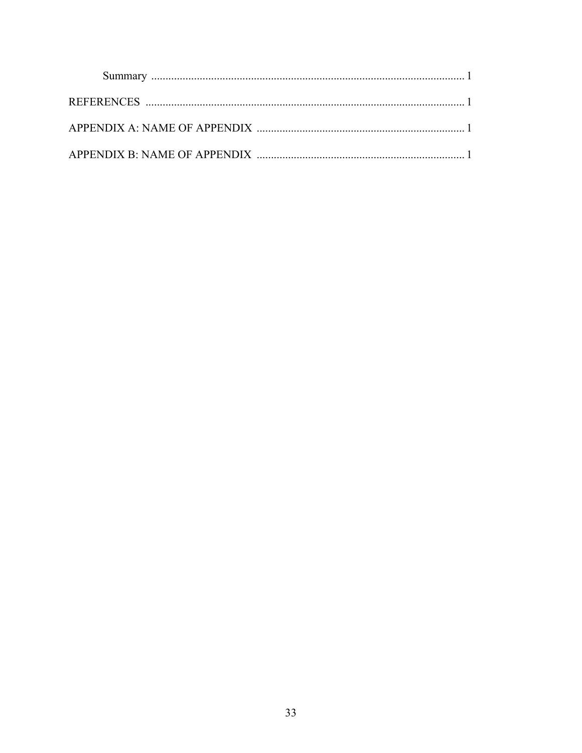Summary ............................................................................................................ 1

REFERENCES ............................................................................................................ 1

APPENDIX A: NAME OF APPENDIX ........................................................................ 1

APPENDIX B: NAME OF APPENDIX ........................................................................ 1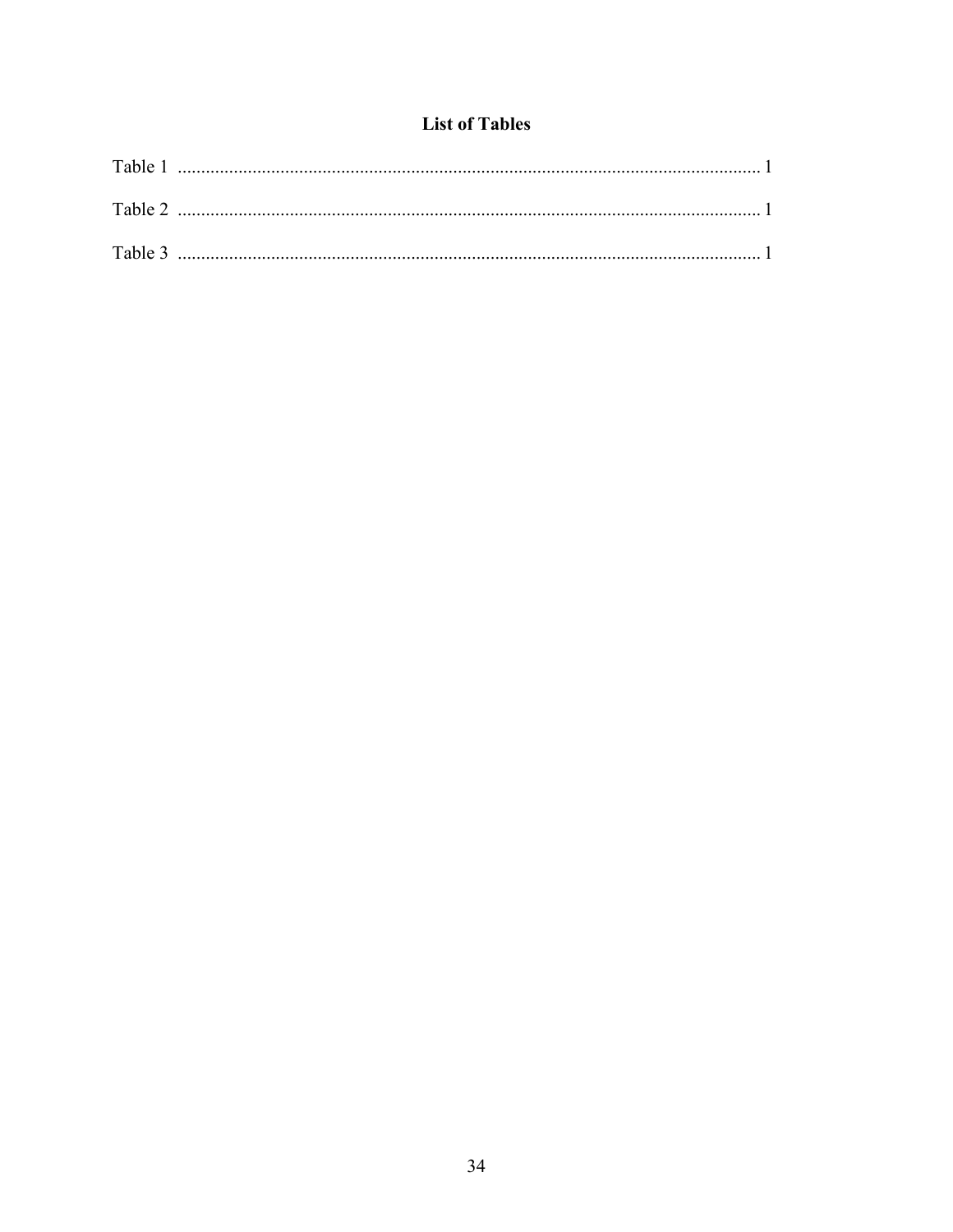# List of Tables

Table 1 ............................................................................................................................ 1

Table 2 ............................................................................................................................ 1

Table 3 ............................................................................................................................ 1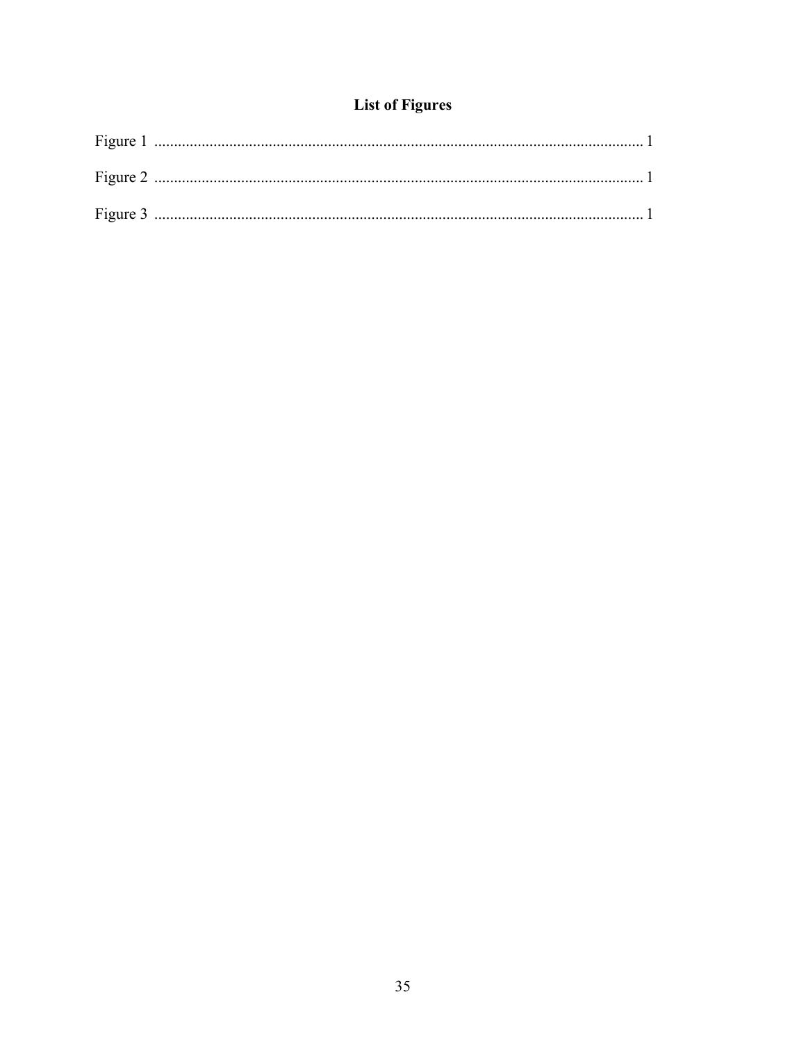## List of Figures

Figure 1 .......................................................................................................................... 1

Figure 2 .......................................................................................................................... 1

Figure 3 .......................................................................................................................... 1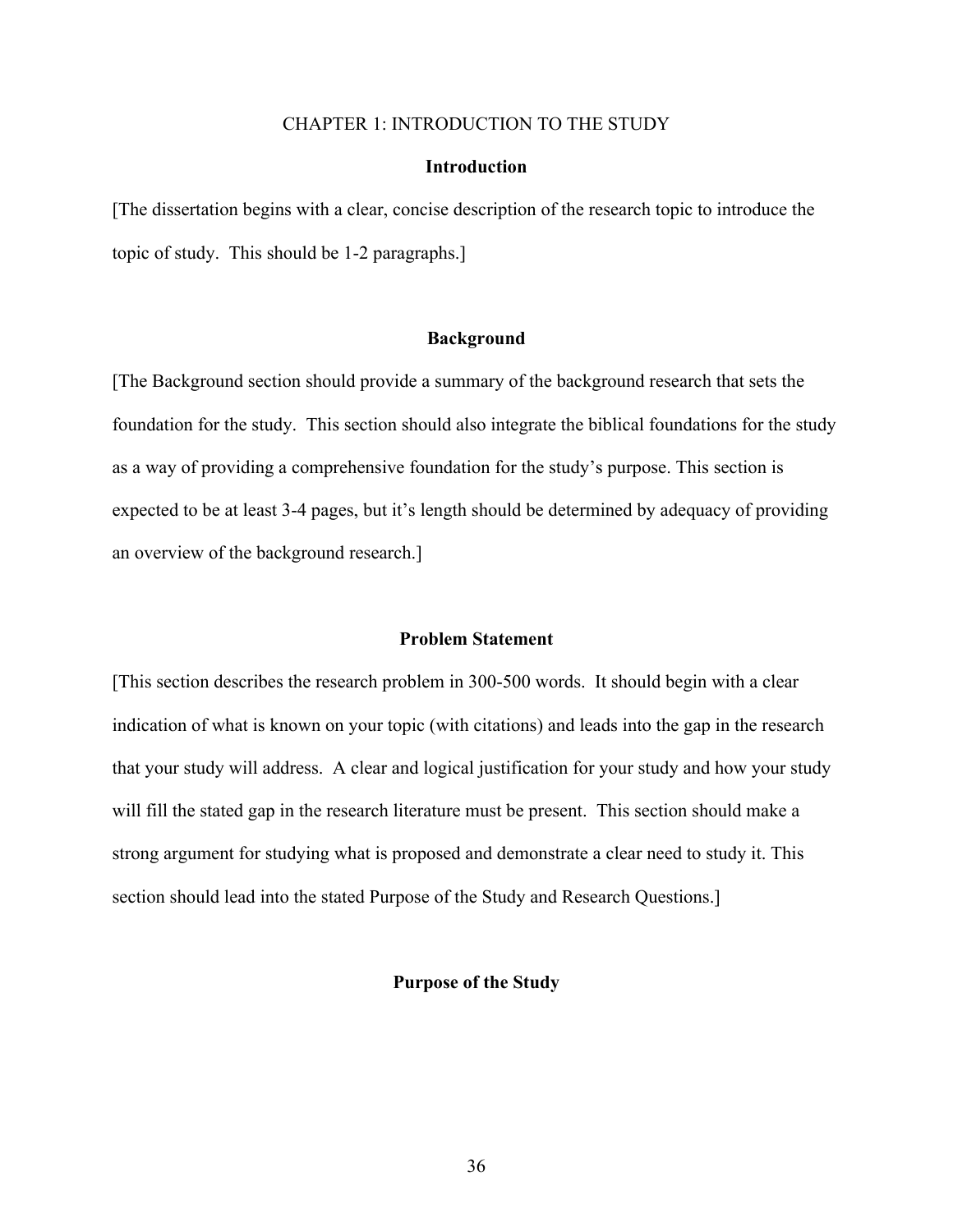# CHAPTER 1: INTRODUCTION TO THE STUDY

## Introduction

[The dissertation begins with a clear, concise description of the research topic to introduce the topic of study. This should be 1-2 paragraphs.]

## Background

[The Background section should provide a summary of the background research that sets the foundation for the study. This section should also integrate the biblical foundations for the study as a way of providing a comprehensive foundation for the study's purpose. This section is expected to be at least 3-4 pages, but it's length should be determined by adequacy of providing an overview of the background research.]

## Problem Statement

[This section describes the research problem in 300-500 words. It should begin with a clear indication of what is known on your topic (with citations) and leads into the gap in the research that your study will address. A clear and logical justification for your study and how your study will fill the stated gap in the research literature must be present. This section should make a strong argument for studying what is proposed and demonstrate a clear need to study it. This section should lead into the stated Purpose of the Study and Research Questions.]

## Purpose of the Study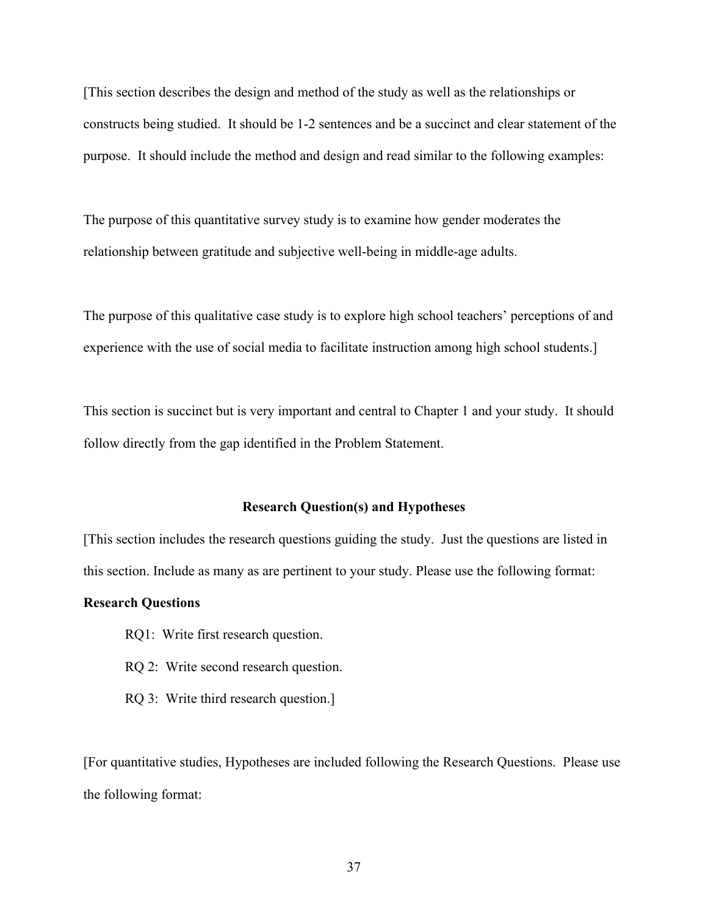[This section describes the design and method of the study as well as the relationships or constructs being studied. It should be 1-2 sentences and be a succinct and clear statement of the purpose. It should include the method and design and read similar to the following examples:

The purpose of this quantitative survey study is to examine how gender moderates the relationship between gratitude and subjective well-being in middle-age adults.

The purpose of this qualitative case study is to explore high school teachers' perceptions of and experience with the use of social media to facilitate instruction among high school students.]

This section is succinct but is very important and central to Chapter 1 and your study. It should follow directly from the gap identified in the Problem Statement.

## Research Question(s) and Hypotheses

[This section includes the research questions guiding the study. Just the questions are listed in this section. Include as many as are pertinent to your study. Please use the following format:

**Research Questions**

RQ1: Write first research question.

RQ 2: Write second research question.

RQ 3: Write third research question.]

[For quantitative studies, Hypotheses are included following the Research Questions. Please use the following format: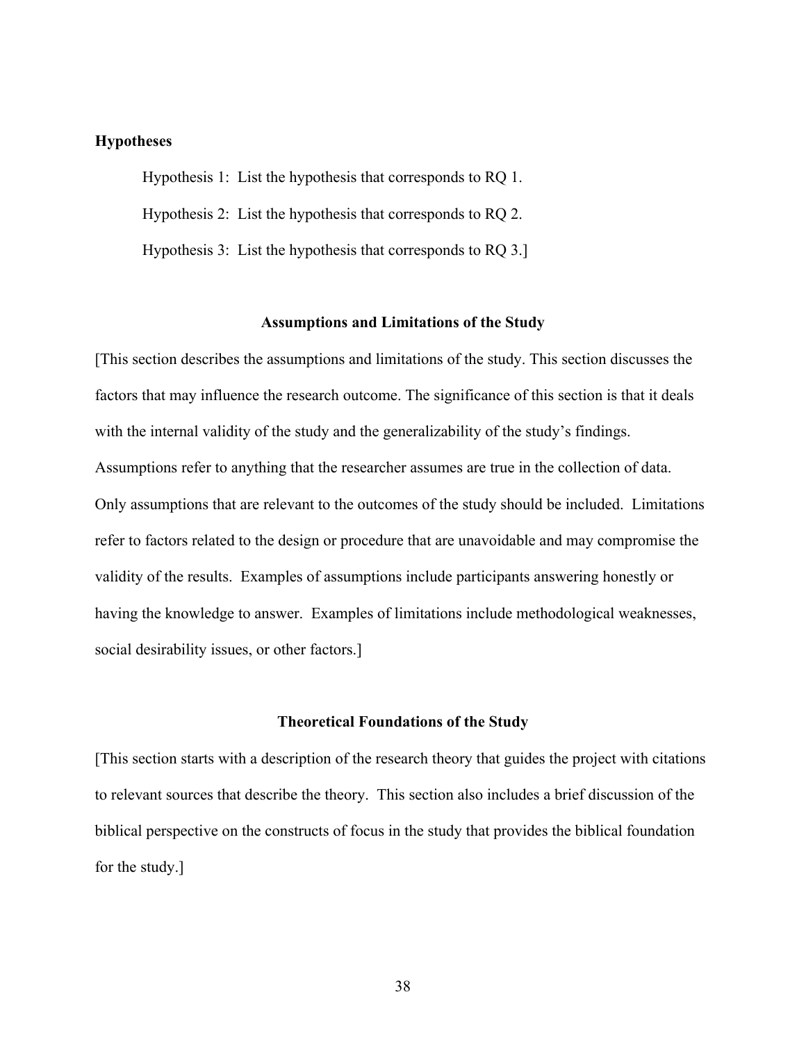**Hypotheses**

Hypothesis 1: List the hypothesis that corresponds to RQ 1.

Hypothesis 2: List the hypothesis that corresponds to RQ 2.

Hypothesis 3: List the hypothesis that corresponds to RQ 3.]

## Assumptions and Limitations of the Study

[This section describes the assumptions and limitations of the study. This section discusses the factors that may influence the research outcome. The significance of this section is that it deals with the internal validity of the study and the generalizability of the study's findings. Assumptions refer to anything that the researcher assumes are true in the collection of data. Only assumptions that are relevant to the outcomes of the study should be included. Limitations refer to factors related to the design or procedure that are unavoidable and may compromise the validity of the results. Examples of assumptions include participants answering honestly or having the knowledge to answer. Examples of limitations include methodological weaknesses, social desirability issues, or other factors.]

## Theoretical Foundations of the Study

[This section starts with a description of the research theory that guides the project with citations to relevant sources that describe the theory. This section also includes a brief discussion of the biblical perspective on the constructs of focus in the study that provides the biblical foundation for the study.]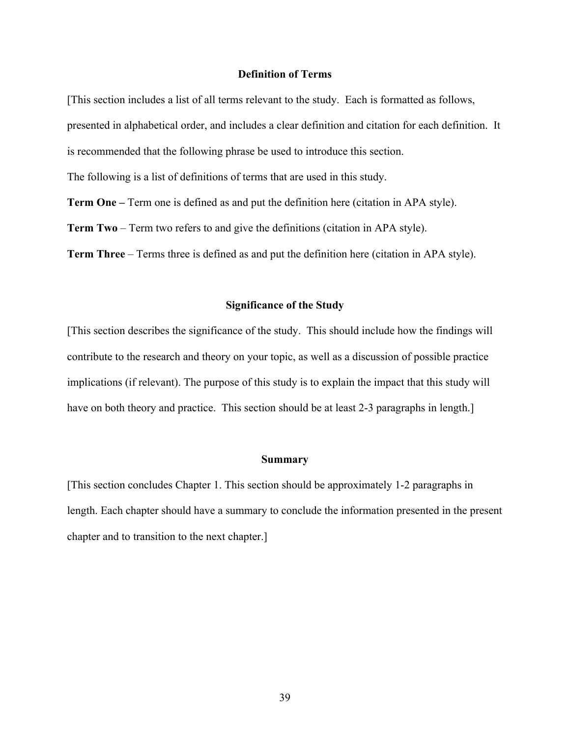## Definition of Terms

[This section includes a list of all terms relevant to the study. Each is formatted as follows, presented in alphabetical order, and includes a clear definition and citation for each definition. It is recommended that the following phrase be used to introduce this section.

The following is a list of definitions of terms that are used in this study.

**Term One –** Term one is defined as and put the definition here (citation in APA style).

**Term Two** – Term two refers to and give the definitions (citation in APA style).

**Term Three** – Terms three is defined as and put the definition here (citation in APA style).

## Significance of the Study

[This section describes the significance of the study. This should include how the findings will contribute to the research and theory on your topic, as well as a discussion of possible practice implications (if relevant). The purpose of this study is to explain the impact that this study will have on both theory and practice. This section should be at least 2-3 paragraphs in length.]

## Summary

[This section concludes Chapter 1. This section should be approximately 1-2 paragraphs in length. Each chapter should have a summary to conclude the information presented in the present chapter and to transition to the next chapter.]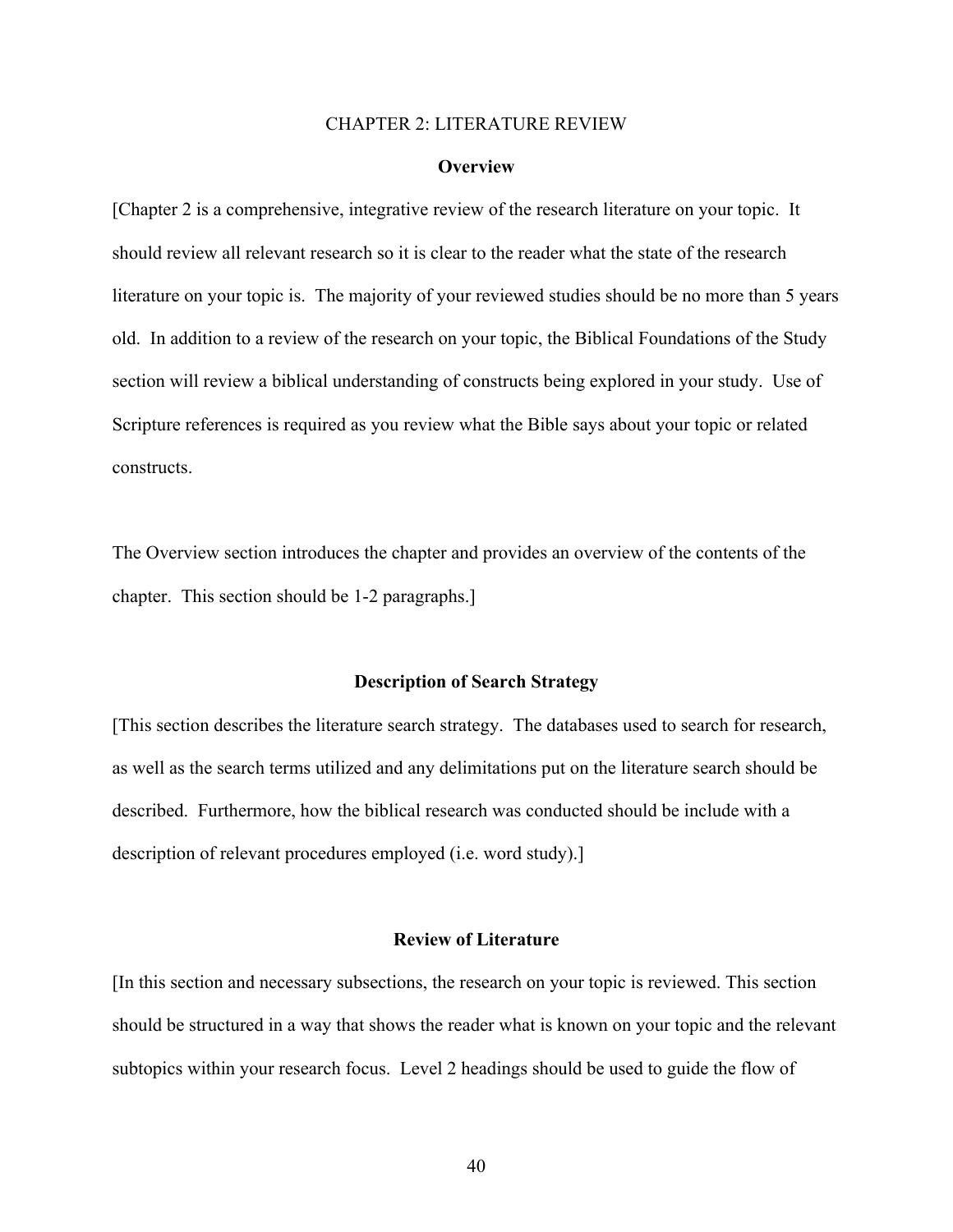# CHAPTER 2: LITERATURE REVIEW

## Overview

[Chapter 2 is a comprehensive, integrative review of the research literature on your topic. It should review all relevant research so it is clear to the reader what the state of the research literature on your topic is. The majority of your reviewed studies should be no more than 5 years old. In addition to a review of the research on your topic, the Biblical Foundations of the Study section will review a biblical understanding of constructs being explored in your study. Use of Scripture references is required as you review what the Bible says about your topic or related constructs.

The Overview section introduces the chapter and provides an overview of the contents of the chapter. This section should be 1-2 paragraphs.]

## Description of Search Strategy

[This section describes the literature search strategy. The databases used to search for research, as well as the search terms utilized and any delimitations put on the literature search should be described. Furthermore, how the biblical research was conducted should be include with a description of relevant procedures employed (i.e. word study).]

## Review of Literature

[In this section and necessary subsections, the research on your topic is reviewed. This section should be structured in a way that shows the reader what is known on your topic and the relevant subtopics within your research focus. Level 2 headings should be used to guide the flow of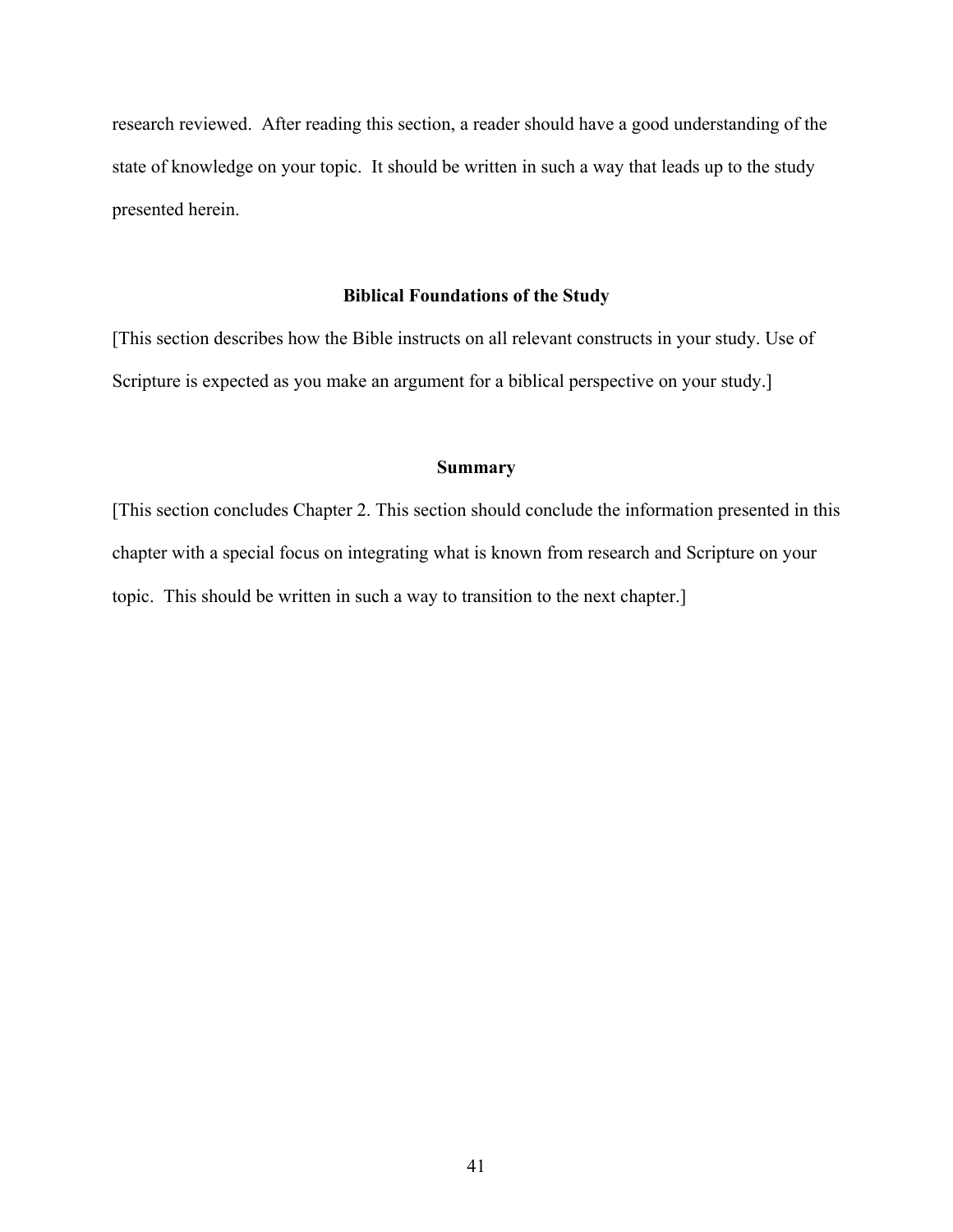research reviewed.  After reading this section, a reader should have a good understanding of the state of knowledge on your topic.  It should be written in such a way that leads up to the study presented herein.

## Biblical Foundations of the Study

[This section describes how the Bible instructs on all relevant constructs in your study. Use of Scripture is expected as you make an argument for a biblical perspective on your study.]

## Summary

[This section concludes Chapter 2. This section should conclude the information presented in this chapter with a special focus on integrating what is known from research and Scripture on your topic.  This should be written in such a way to transition to the next chapter.]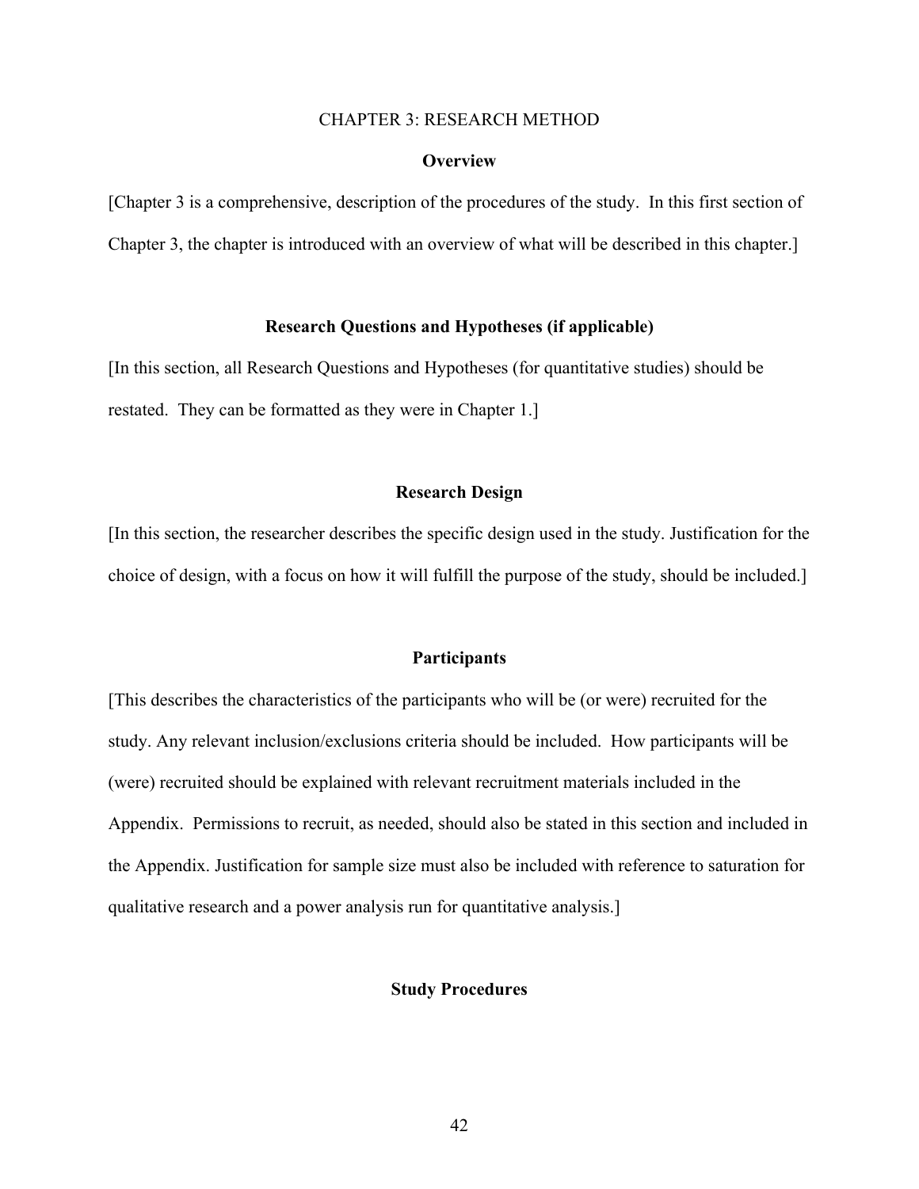# CHAPTER 3: RESEARCH METHOD

## Overview

[Chapter 3 is a comprehensive, description of the procedures of the study. In this first section of Chapter 3, the chapter is introduced with an overview of what will be described in this chapter.]

## Research Questions and Hypotheses (if applicable)

[In this section, all Research Questions and Hypotheses (for quantitative studies) should be restated. They can be formatted as they were in Chapter 1.]

## Research Design

[In this section, the researcher describes the specific design used in the study. Justification for the choice of design, with a focus on how it will fulfill the purpose of the study, should be included.]

## Participants

[This describes the characteristics of the participants who will be (or were) recruited for the study. Any relevant inclusion/exclusions criteria should be included. How participants will be (were) recruited should be explained with relevant recruitment materials included in the Appendix. Permissions to recruit, as needed, should also be stated in this section and included in the Appendix. Justification for sample size must also be included with reference to saturation for qualitative research and a power analysis run for quantitative analysis.]

## Study Procedures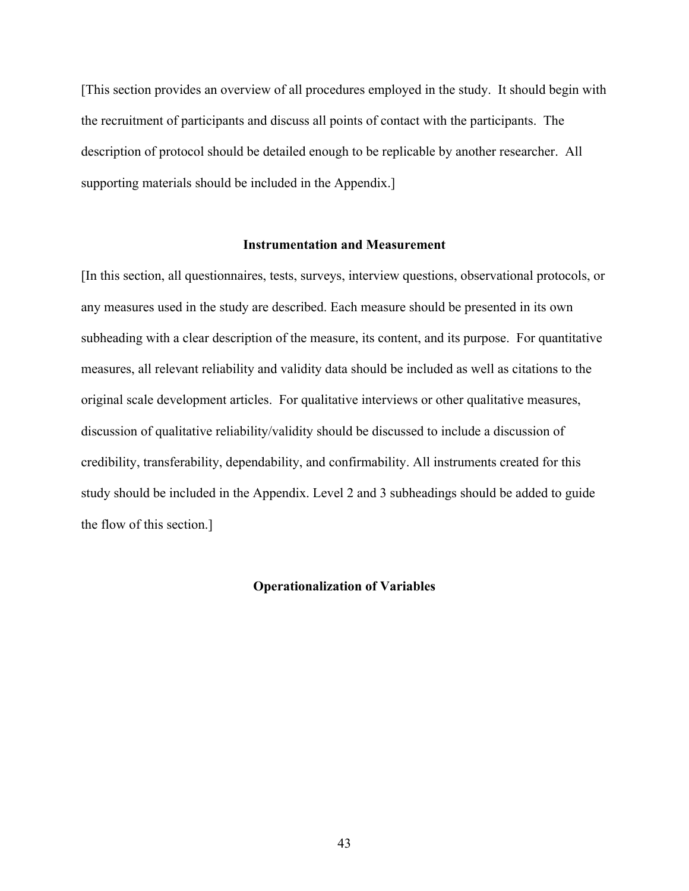[This section provides an overview of all procedures employed in the study. It should begin with the recruitment of participants and discuss all points of contact with the participants. The description of protocol should be detailed enough to be replicable by another researcher. All supporting materials should be included in the Appendix.]

## Instrumentation and Measurement

[In this section, all questionnaires, tests, surveys, interview questions, observational protocols, or any measures used in the study are described. Each measure should be presented in its own subheading with a clear description of the measure, its content, and its purpose. For quantitative measures, all relevant reliability and validity data should be included as well as citations to the original scale development articles. For qualitative interviews or other qualitative measures, discussion of qualitative reliability/validity should be discussed to include a discussion of credibility, transferability, dependability, and confirmability. All instruments created for this study should be included in the Appendix. Level 2 and 3 subheadings should be added to guide the flow of this section.]

## Operationalization of Variables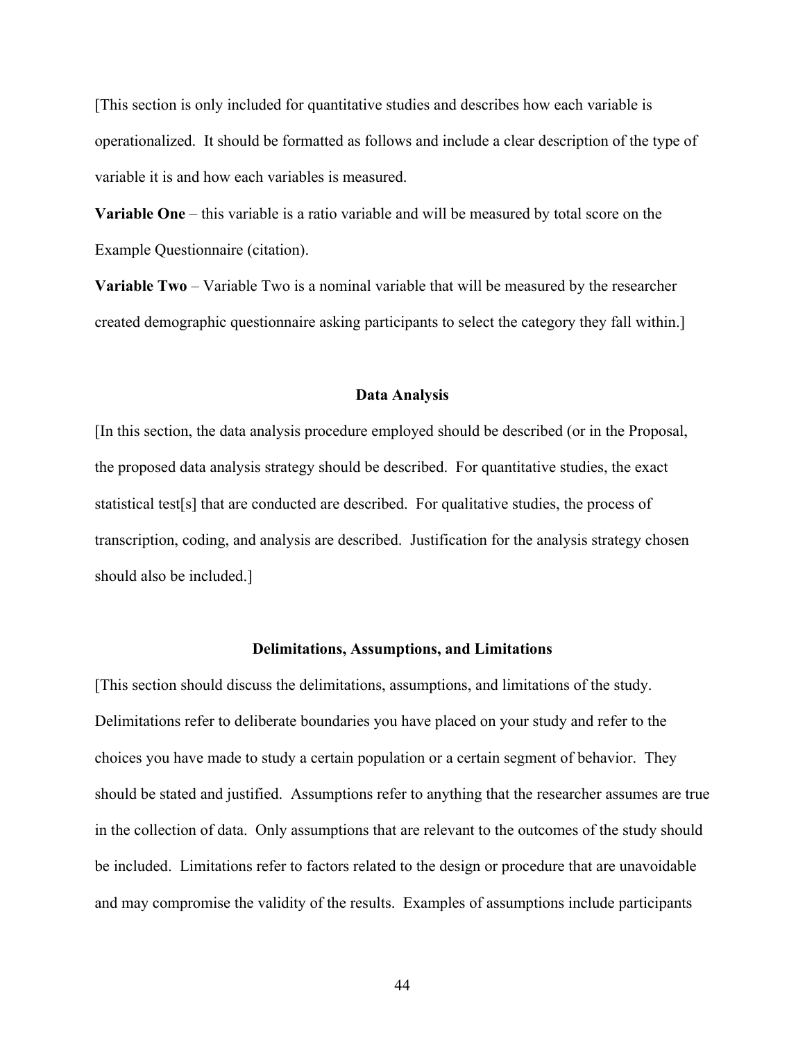[This section is only included for quantitative studies and describes how each variable is operationalized. It should be formatted as follows and include a clear description of the type of variable it is and how each variables is measured.

**Variable One** – this variable is a ratio variable and will be measured by total score on the Example Questionnaire (citation).

**Variable Two** – Variable Two is a nominal variable that will be measured by the researcher created demographic questionnaire asking participants to select the category they fall within.]

## Data Analysis

[In this section, the data analysis procedure employed should be described (or in the Proposal, the proposed data analysis strategy should be described. For quantitative studies, the exact statistical test[s] that are conducted are described. For qualitative studies, the process of transcription, coding, and analysis are described. Justification for the analysis strategy chosen should also be included.]

## Delimitations, Assumptions, and Limitations

[This section should discuss the delimitations, assumptions, and limitations of the study. Delimitations refer to deliberate boundaries you have placed on your study and refer to the choices you have made to study a certain population or a certain segment of behavior. They should be stated and justified. Assumptions refer to anything that the researcher assumes are true in the collection of data. Only assumptions that are relevant to the outcomes of the study should be included. Limitations refer to factors related to the design or procedure that are unavoidable and may compromise the validity of the results. Examples of assumptions include participants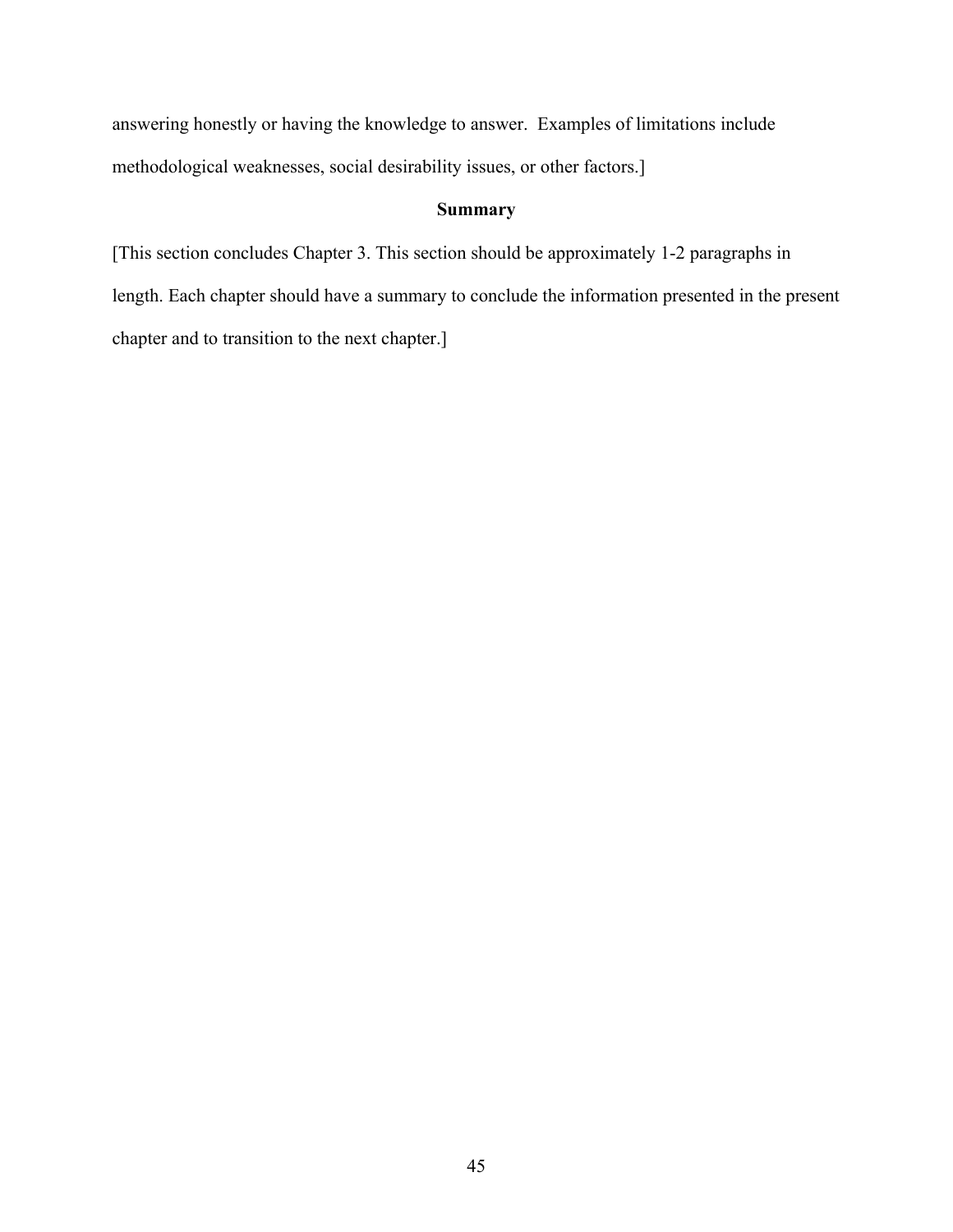answering honestly or having the knowledge to answer. Examples of limitations include methodological weaknesses, social desirability issues, or other factors.]

## Summary

[This section concludes Chapter 3. This section should be approximately 1-2 paragraphs in length. Each chapter should have a summary to conclude the information presented in the present chapter and to transition to the next chapter.]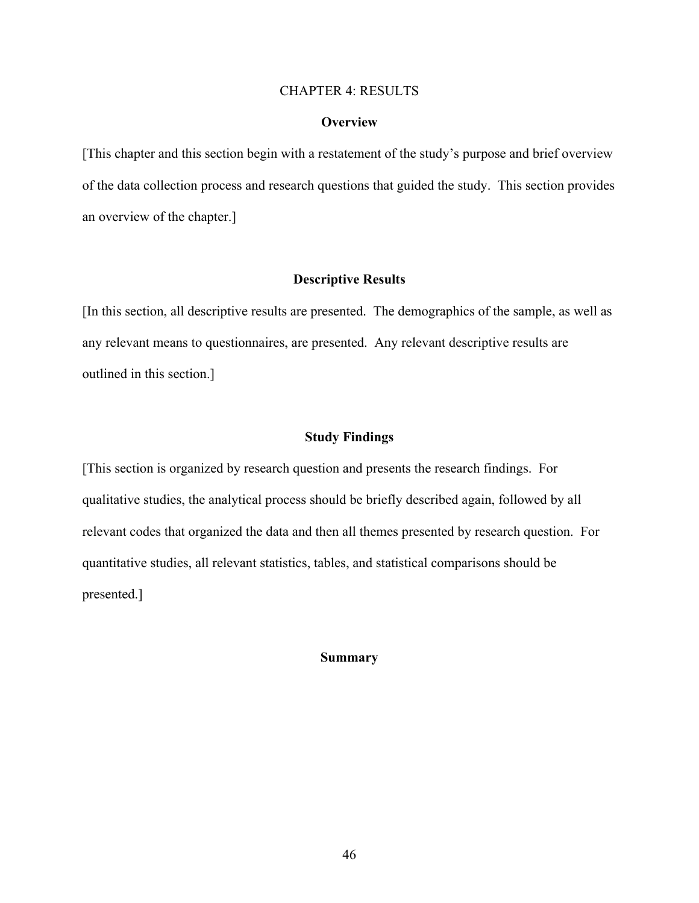# CHAPTER 4: RESULTS

## Overview

[This chapter and this section begin with a restatement of the study's purpose and brief overview of the data collection process and research questions that guided the study. This section provides an overview of the chapter.]

## Descriptive Results

[In this section, all descriptive results are presented. The demographics of the sample, as well as any relevant means to questionnaires, are presented. Any relevant descriptive results are outlined in this section.]

## Study Findings

[This section is organized by research question and presents the research findings. For qualitative studies, the analytical process should be briefly described again, followed by all relevant codes that organized the data and then all themes presented by research question. For quantitative studies, all relevant statistics, tables, and statistical comparisons should be presented.]

## Summary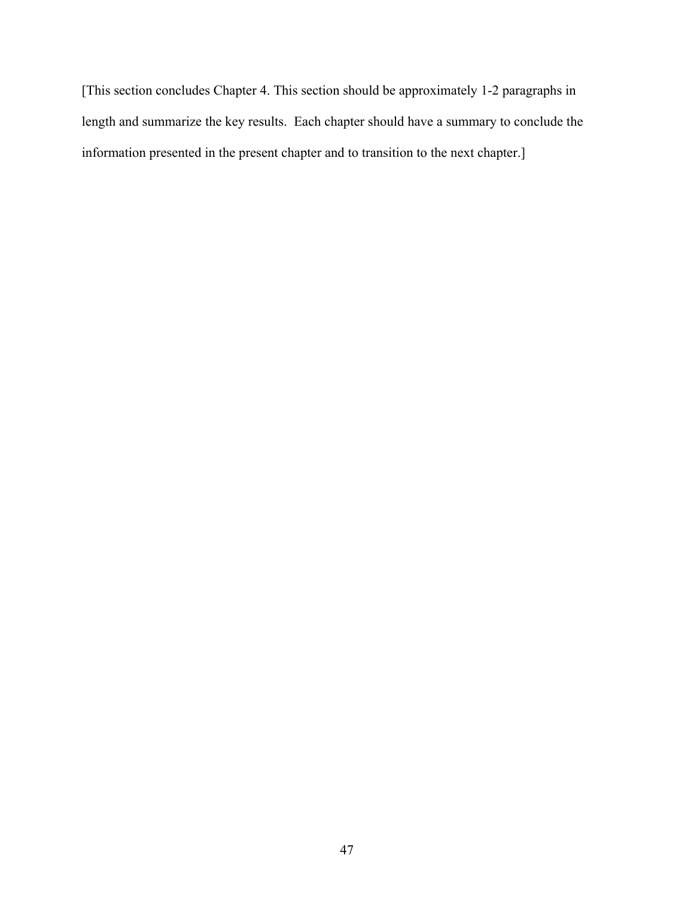[This section concludes Chapter 4. This section should be approximately 1-2 paragraphs in length and summarize the key results.  Each chapter should have a summary to conclude the information presented in the present chapter and to transition to the next chapter.]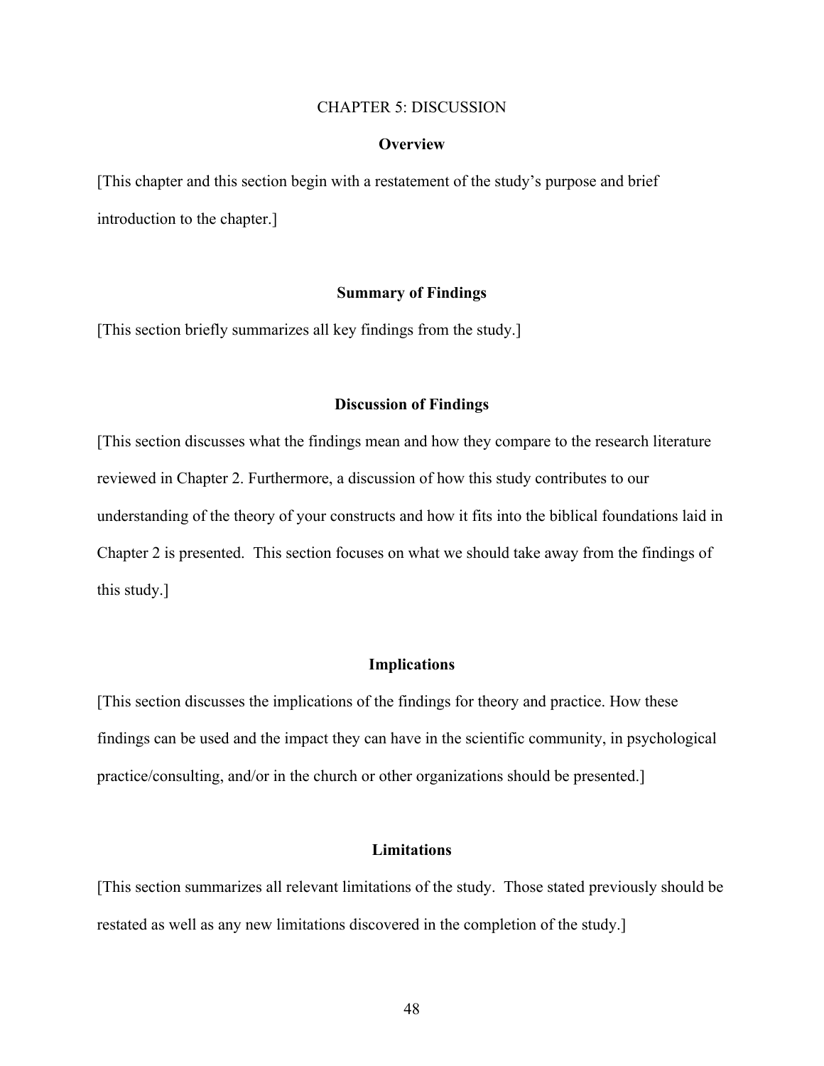# CHAPTER 5: DISCUSSION

## Overview

[This chapter and this section begin with a restatement of the study's purpose and brief introduction to the chapter.]

## Summary of Findings

[This section briefly summarizes all key findings from the study.]

## Discussion of Findings

[This section discusses what the findings mean and how they compare to the research literature reviewed in Chapter 2. Furthermore, a discussion of how this study contributes to our understanding of the theory of your constructs and how it fits into the biblical foundations laid in Chapter 2 is presented. This section focuses on what we should take away from the findings of this study.]

## Implications

[This section discusses the implications of the findings for theory and practice. How these findings can be used and the impact they can have in the scientific community, in psychological practice/consulting, and/or in the church or other organizations should be presented.]

## Limitations

[This section summarizes all relevant limitations of the study. Those stated previously should be restated as well as any new limitations discovered in the completion of the study.]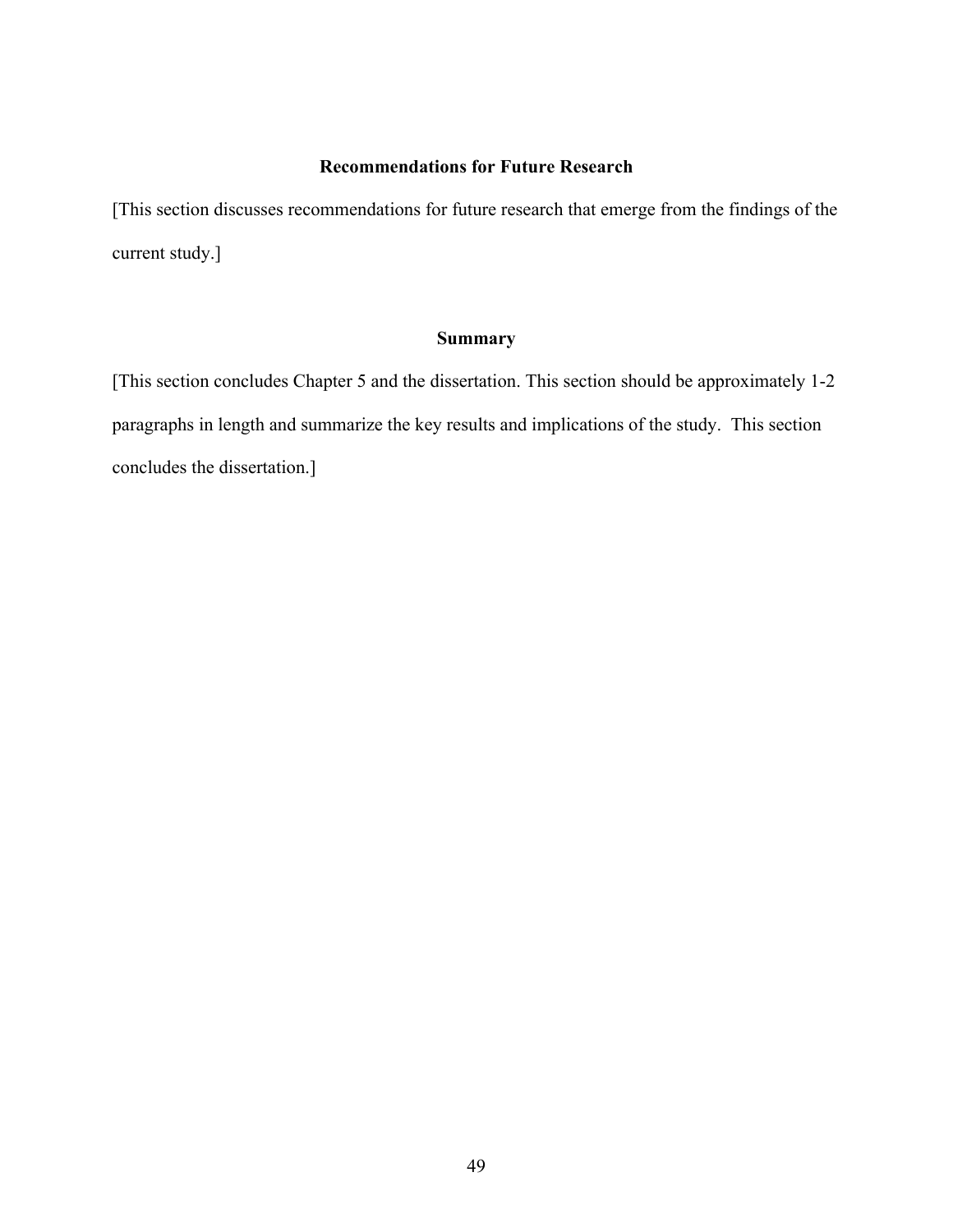## Recommendations for Future Research

[This section discusses recommendations for future research that emerge from the findings of the current study.]

## Summary

[This section concludes Chapter 5 and the dissertation. This section should be approximately 1-2 paragraphs in length and summarize the key results and implications of the study.  This section concludes the dissertation.]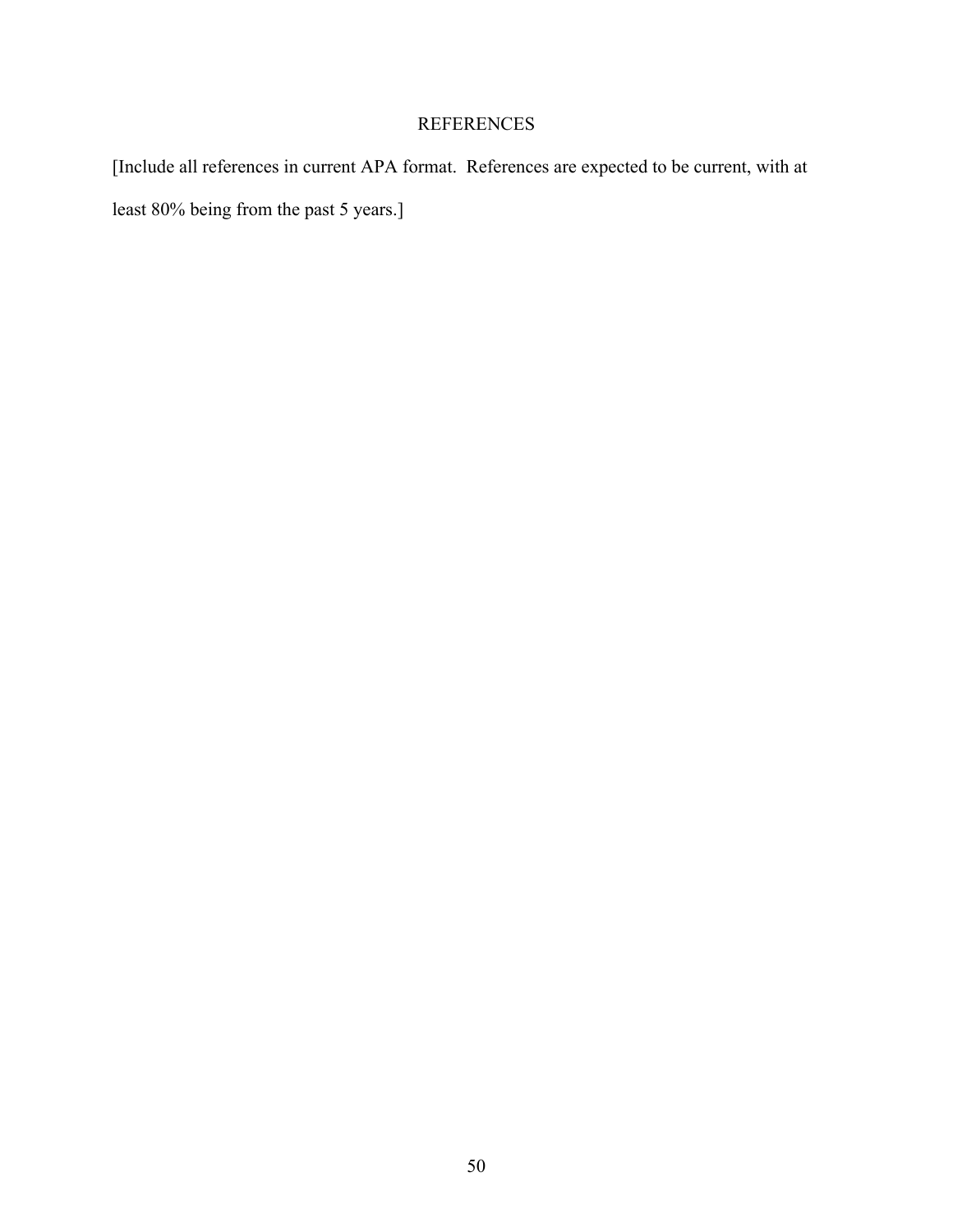# REFERENCES

[Include all references in current APA format.  References are expected to be current, with at least 80% being from the past 5 years.]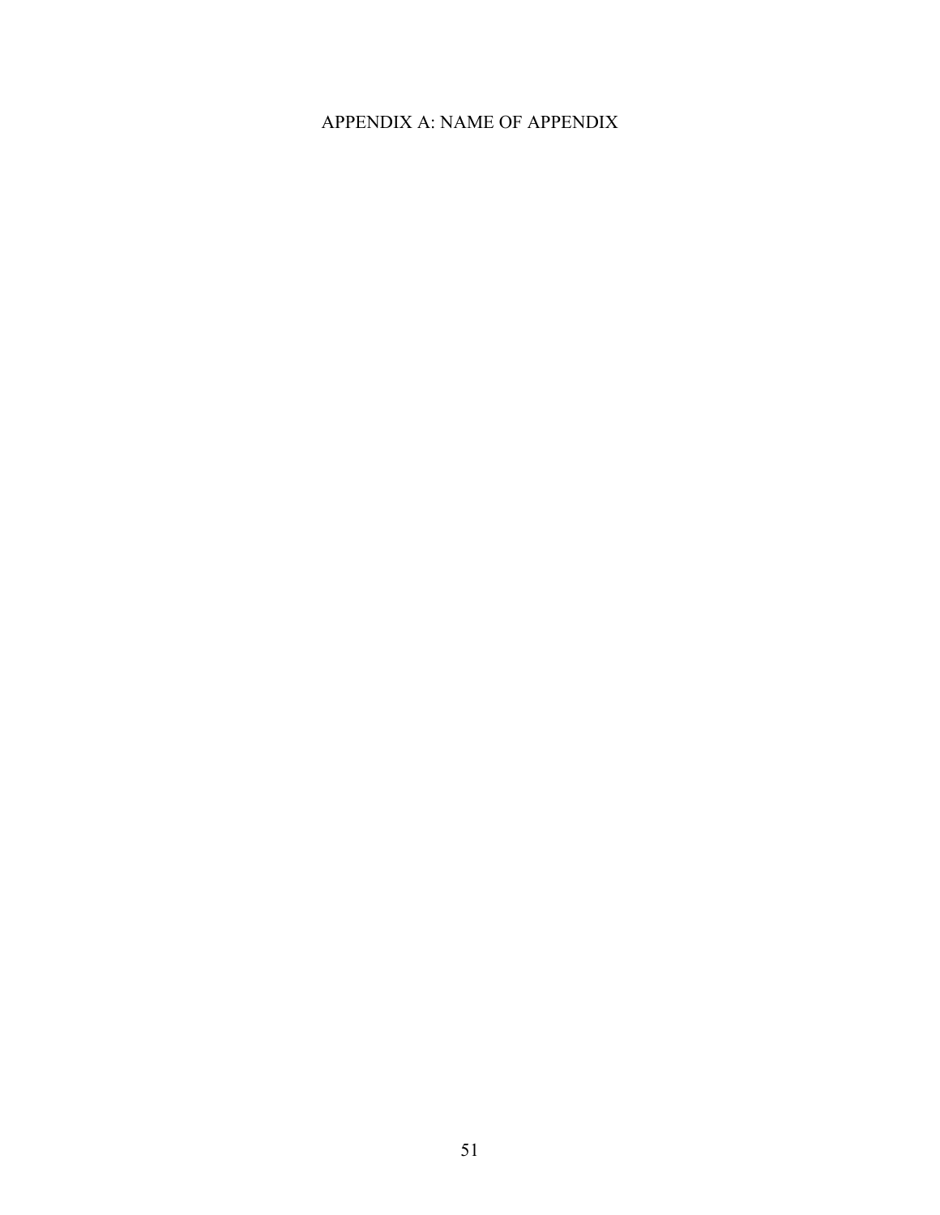# APPENDIX A: NAME OF APPENDIX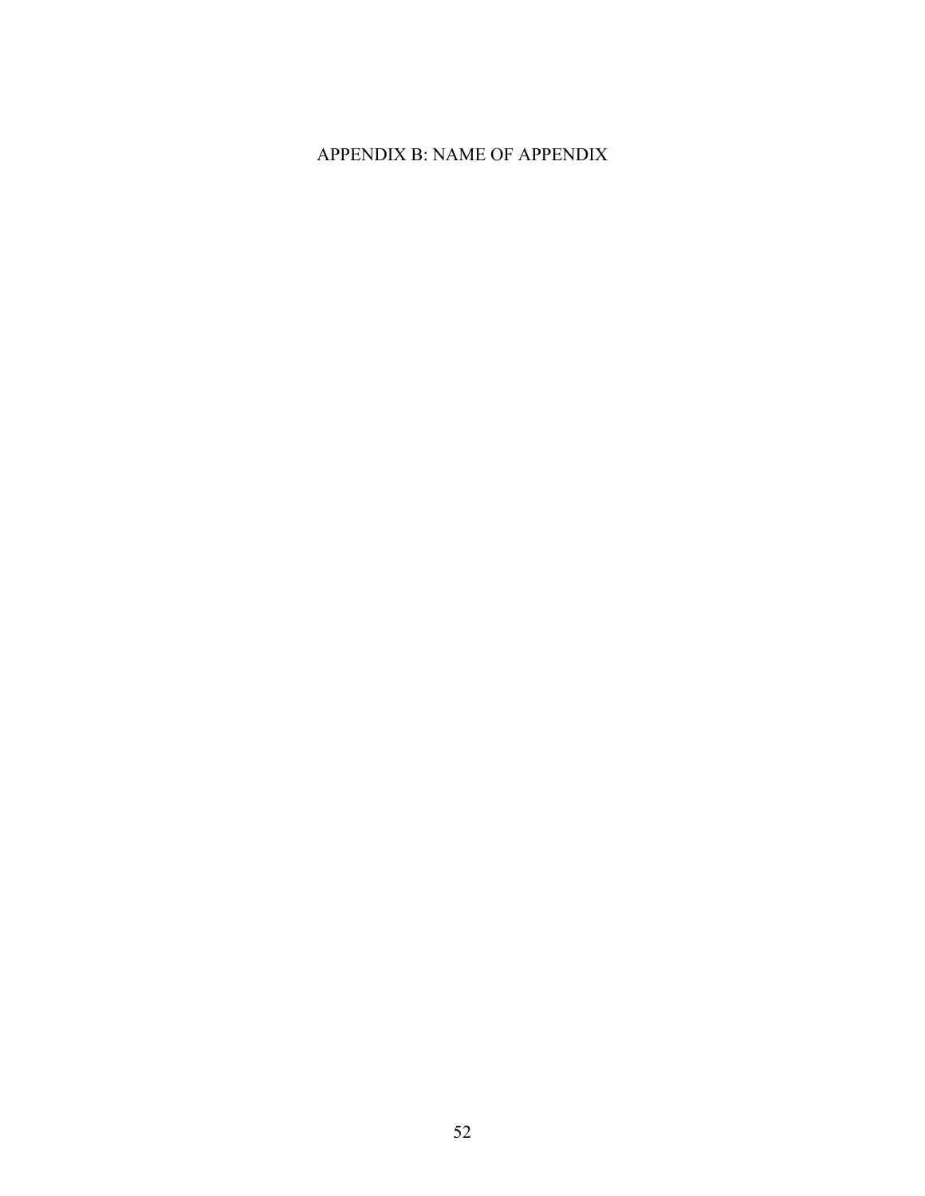# APPENDIX B: NAME OF APPENDIX